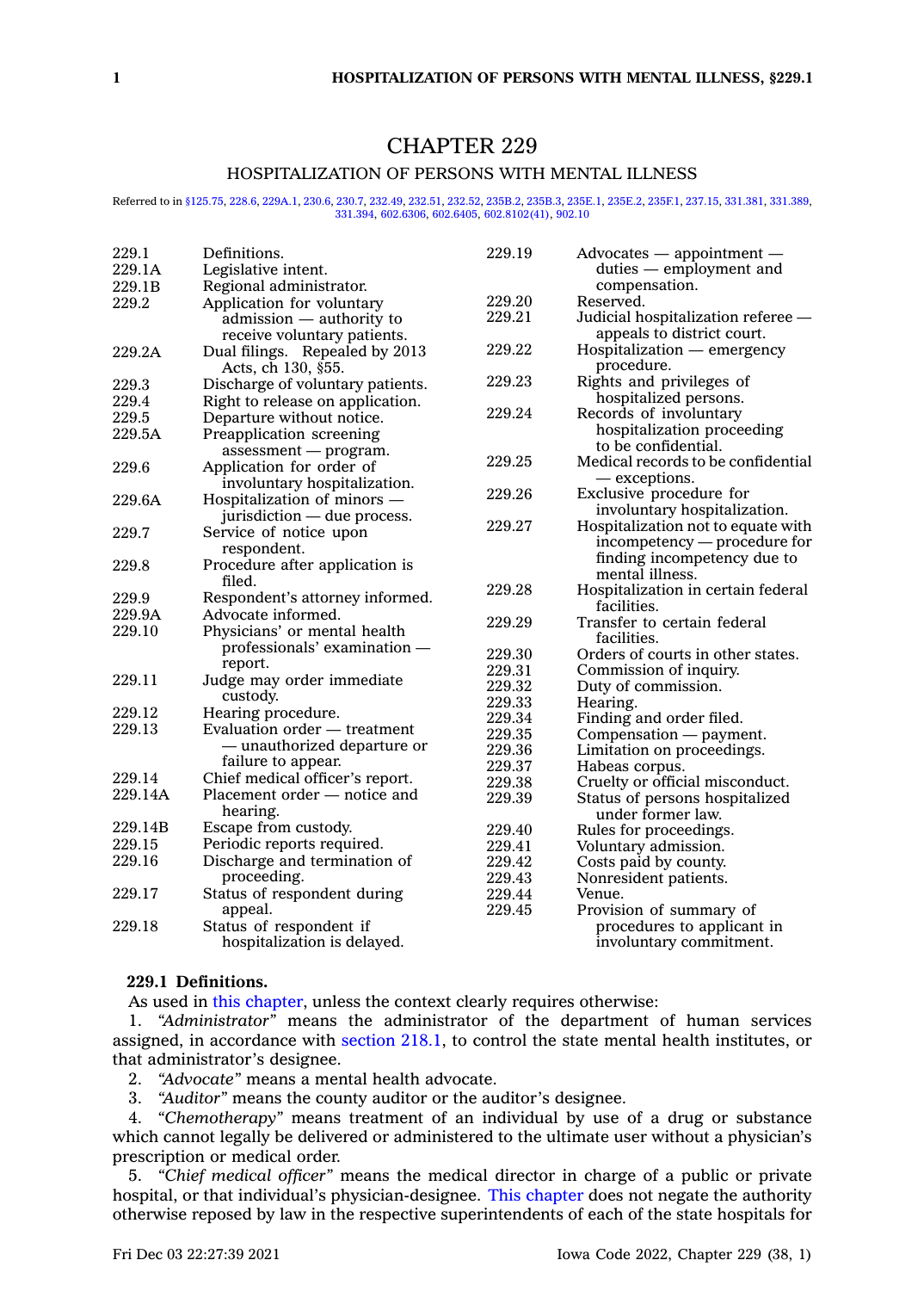# CHAPTER 229

## HOSPITALIZATION OF PERSONS WITH MENTAL ILLNESS

Referred to in §125.75, 228.6, 229A.1, 230.6, 230.7, 232.49, 232.51, 232.52, 235B.2, 235B.3, 235E.1, 235E.2, 235F.1, 237.15, 331.381, 331.389, 331.394, 602.6306, 602.6405, 602.8102(41), 902.10

| | |
|---|---|
| 229.1 | Definitions. |
| 229.1A | Legislative intent. |
| 229.1B | Regional administrator. |
| 229.2 | Application for voluntary admission — authority to receive voluntary patients. |
| 229.2A | Dual filings. Repealed by 2013 Acts, ch 130, §55. |
| 229.3 | Discharge of voluntary patients. |
| 229.4 | Right to release on application. |
| 229.5 | Departure without notice. |
| 229.5A | Preapplication screening assessment — program. |
| 229.6 | Application for order of involuntary hospitalization. |
| 229.6A | Hospitalization of minors — jurisdiction — due process. |
| 229.7 | Service of notice upon respondent. |
| 229.8 | Procedure after application is filed. |
| 229.9 | Respondent's attorney informed. |
| 229.9A | Advocate informed. |
| 229.10 | Physicians' or mental health professionals' examination — report. |
| 229.11 | Judge may order immediate custody. |
| 229.12 | Hearing procedure. |
| 229.13 | Evaluation order — treatment — unauthorized departure or failure to appear. |
| 229.14 | Chief medical officer's report. |
| 229.14A | Placement order — notice and hearing. |
| 229.14B | Escape from custody. |
| 229.15 | Periodic reports required. |
| 229.16 | Discharge and termination of proceeding. |
| 229.17 | Status of respondent during appeal. |
| 229.18 | Status of respondent if hospitalization is delayed. |
| 229.19 | Advocates — appointment — duties — employment and compensation. |
| 229.20 | Reserved. |
| 229.21 | Judicial hospitalization referee — appeals to district court. |
| 229.22 | Hospitalization — emergency procedure. |
| 229.23 | Rights and privileges of hospitalized persons. |
| 229.24 | Records of involuntary hospitalization proceeding to be confidential. |
| 229.25 | Medical records to be confidential — exceptions. |
| 229.26 | Exclusive procedure for involuntary hospitalization. |
| 229.27 | Hospitalization not to equate with incompetency — procedure for finding incompetency due to mental illness. |
| 229.28 | Hospitalization in certain federal facilities. |
| 229.29 | Transfer to certain federal facilities. |
| 229.30 | Orders of courts in other states. |
| 229.31 | Commission of inquiry. |
| 229.32 | Duty of commission. |
| 229.33 | Hearing. |
| 229.34 | Finding and order filed. |
| 229.35 | Compensation — payment. |
| 229.36 | Limitation on proceedings. |
| 229.37 | Habeas corpus. |
| 229.38 | Cruelty or official misconduct. |
| 229.39 | Status of persons hospitalized under former law. |
| 229.40 | Rules for proceedings. |
| 229.41 | Voluntary admission. |
| 229.42 | Costs paid by county. |
| 229.43 | Nonresident patients. |
| 229.44 | Venue. |
| 229.45 | Provision of summary of procedures to applicant in involuntary commitment. |

**229.1 Definitions.**

As used in this chapter, unless the context clearly requires otherwise:

1. *"Administrator"* means the administrator of the department of human services assigned, in accordance with section 218.1, to control the state mental health institutes, or that administrator's designee.

2. *"Advocate"* means a mental health advocate.

3. *"Auditor"* means the county auditor or the auditor's designee.

4. *"Chemotherapy"* means treatment of an individual by use of a drug or substance which cannot legally be delivered or administered to the ultimate user without a physician's prescription or medical order.

5. *"Chief medical officer"* means the medical director in charge of a public or private hospital, or that individual's physician-designee. This chapter does not negate the authority otherwise reposed by law in the respective superintendents of each of the state hospitals for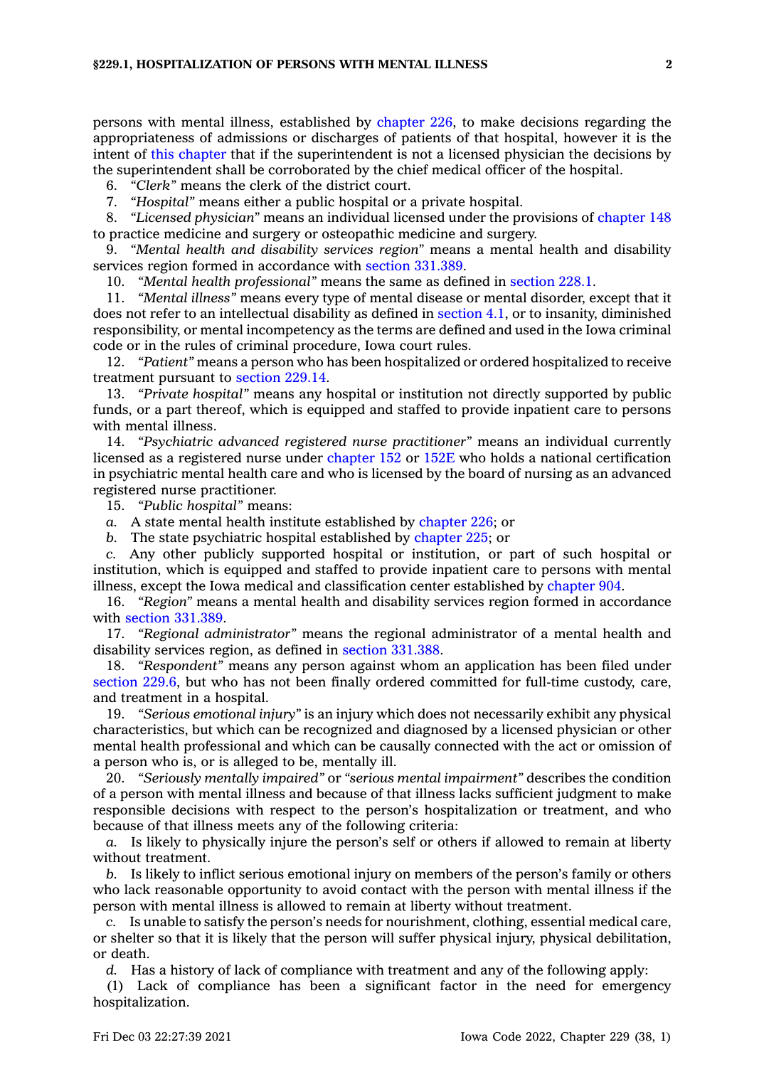persons with mental illness, established by chapter 226, to make decisions regarding the appropriateness of admissions or discharges of patients of that hospital, however it is the intent of this chapter that if the superintendent is not a licensed physician the decisions by the superintendent shall be corroborated by the chief medical officer of the hospital.

6. *"Clerk"* means the clerk of the district court.

7. *"Hospital"* means either a public hospital or a private hospital.

8. *"Licensed physician"* means an individual licensed under the provisions of chapter 148 to practice medicine and surgery or osteopathic medicine and surgery.

9. *"Mental health and disability services region"* means a mental health and disability services region formed in accordance with section 331.389.

10. *"Mental health professional"* means the same as defined in section 228.1.

11. *"Mental illness"* means every type of mental disease or mental disorder, except that it does not refer to an intellectual disability as defined in section 4.1, or to insanity, diminished responsibility, or mental incompetency as the terms are defined and used in the Iowa criminal code or in the rules of criminal procedure, Iowa court rules.

12. *"Patient"* means a person who has been hospitalized or ordered hospitalized to receive treatment pursuant to section 229.14.

13. *"Private hospital"* means any hospital or institution not directly supported by public funds, or a part thereof, which is equipped and staffed to provide inpatient care to persons with mental illness.

14. *"Psychiatric advanced registered nurse practitioner"* means an individual currently licensed as a registered nurse under chapter 152 or 152E who holds a national certification in psychiatric mental health care and who is licensed by the board of nursing as an advanced registered nurse practitioner.

15. *"Public hospital"* means:

*a.* A state mental health institute established by chapter 226; or

*b.* The state psychiatric hospital established by chapter 225; or

*c.* Any other publicly supported hospital or institution, or part of such hospital or institution, which is equipped and staffed to provide inpatient care to persons with mental illness, except the Iowa medical and classification center established by chapter 904.

16. *"Region"* means a mental health and disability services region formed in accordance with section 331.389.

17. *"Regional administrator"* means the regional administrator of a mental health and disability services region, as defined in section 331.388.

18. *"Respondent"* means any person against whom an application has been filed under section 229.6, but who has not been finally ordered committed for full-time custody, care, and treatment in a hospital.

19. *"Serious emotional injury"* is an injury which does not necessarily exhibit any physical characteristics, but which can be recognized and diagnosed by a licensed physician or other mental health professional and which can be causally connected with the act or omission of a person who is, or is alleged to be, mentally ill.

20. *"Seriously mentally impaired"* or *"serious mental impairment"* describes the condition of a person with mental illness and because of that illness lacks sufficient judgment to make responsible decisions with respect to the person's hospitalization or treatment, and who because of that illness meets any of the following criteria:

*a.* Is likely to physically injure the person's self or others if allowed to remain at liberty without treatment.

*b.* Is likely to inflict serious emotional injury on members of the person's family or others who lack reasonable opportunity to avoid contact with the person with mental illness if the person with mental illness is allowed to remain at liberty without treatment.

*c.* Is unable to satisfy the person's needs for nourishment, clothing, essential medical care, or shelter so that it is likely that the person will suffer physical injury, physical debilitation, or death.

*d.* Has a history of lack of compliance with treatment and any of the following apply:

(1) Lack of compliance has been a significant factor in the need for emergency hospitalization.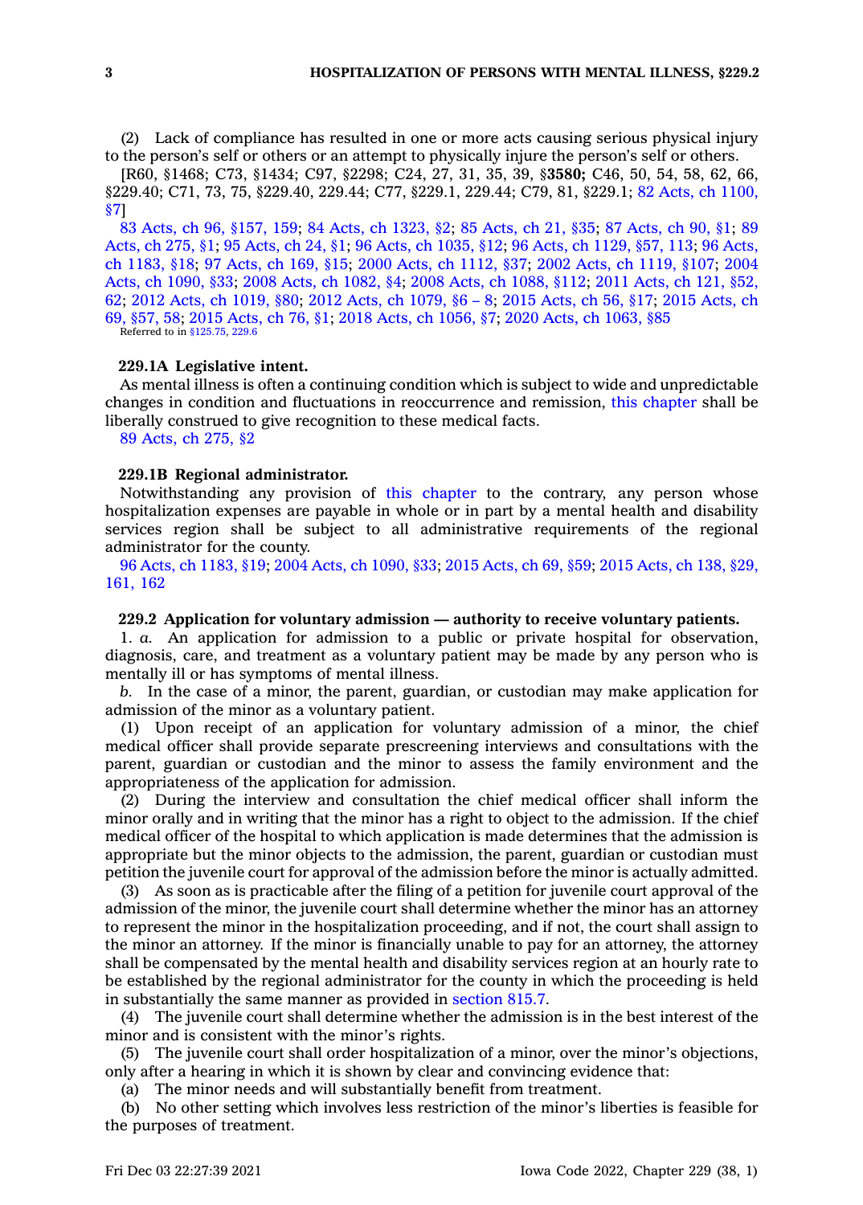(2) Lack of compliance has resulted in one or more acts causing serious physical injury to the person's self or others or an attempt to physically injure the person's self or others.

[R60, §1468; C73, §1434; C97, §2298; C24, 27, 31, 35, 39, §**3580;** C46, 50, 54, 58, 62, 66, §229.40; C71, 73, 75, §229.40, 229.44; C77, §229.1, 229.44; C79, 81, §229.1; 82 Acts, ch 1100, §7]

83 Acts, ch 96, §157, 159; 84 Acts, ch 1323, §2; 85 Acts, ch 21, §35; 87 Acts, ch 90, §1; 89 Acts, ch 275, §1; 95 Acts, ch 24, §1; 96 Acts, ch 1035, §12; 96 Acts, ch 1129, §57, 113; 96 Acts, ch 1183, §18; 97 Acts, ch 169, §15; 2000 Acts, ch 1112, §37; 2002 Acts, ch 1119, §107; 2004 Acts, ch 1090, §33; 2008 Acts, ch 1082, §4; 2008 Acts, ch 1088, §112; 2011 Acts, ch 121, §52, 62; 2012 Acts, ch 1019, §80; 2012 Acts, ch 1079, §6 – 8; 2015 Acts, ch 56, §17; 2015 Acts, ch 69, §57, 58; 2015 Acts, ch 76, §1; 2018 Acts, ch 1056, §7; 2020 Acts, ch 1063, §85

Referred to in §125.75, 229.6

**229.1A Legislative intent.**

As mental illness is often a continuing condition which is subject to wide and unpredictable changes in condition and fluctuations in reoccurrence and remission, this chapter shall be liberally construed to give recognition to these medical facts.

89 Acts, ch 275, §2

**229.1B Regional administrator.**

Notwithstanding any provision of this chapter to the contrary, any person whose hospitalization expenses are payable in whole or in part by a mental health and disability services region shall be subject to all administrative requirements of the regional administrator for the county.

96 Acts, ch 1183, §19; 2004 Acts, ch 1090, §33; 2015 Acts, ch 69, §59; 2015 Acts, ch 138, §29, 161, 162

**229.2 Application for voluntary admission — authority to receive voluntary patients.**

1. *a.* An application for admission to a public or private hospital for observation, diagnosis, care, and treatment as a voluntary patient may be made by any person who is mentally ill or has symptoms of mental illness.

*b.* In the case of a minor, the parent, guardian, or custodian may make application for admission of the minor as a voluntary patient.

(1) Upon receipt of an application for voluntary admission of a minor, the chief medical officer shall provide separate prescreening interviews and consultations with the parent, guardian or custodian and the minor to assess the family environment and the appropriateness of the application for admission.

(2) During the interview and consultation the chief medical officer shall inform the minor orally and in writing that the minor has a right to object to the admission. If the chief medical officer of the hospital to which application is made determines that the admission is appropriate but the minor objects to the admission, the parent, guardian or custodian must petition the juvenile court for approval of the admission before the minor is actually admitted.

(3) As soon as is practicable after the filing of a petition for juvenile court approval of the admission of the minor, the juvenile court shall determine whether the minor has an attorney to represent the minor in the hospitalization proceeding, and if not, the court shall assign to the minor an attorney. If the minor is financially unable to pay for an attorney, the attorney shall be compensated by the mental health and disability services region at an hourly rate to be established by the regional administrator for the county in which the proceeding is held in substantially the same manner as provided in section 815.7.

(4) The juvenile court shall determine whether the admission is in the best interest of the minor and is consistent with the minor's rights.

(5) The juvenile court shall order hospitalization of a minor, over the minor's objections, only after a hearing in which it is shown by clear and convincing evidence that:

(a) The minor needs and will substantially benefit from treatment.

(b) No other setting which involves less restriction of the minor's liberties is feasible for the purposes of treatment.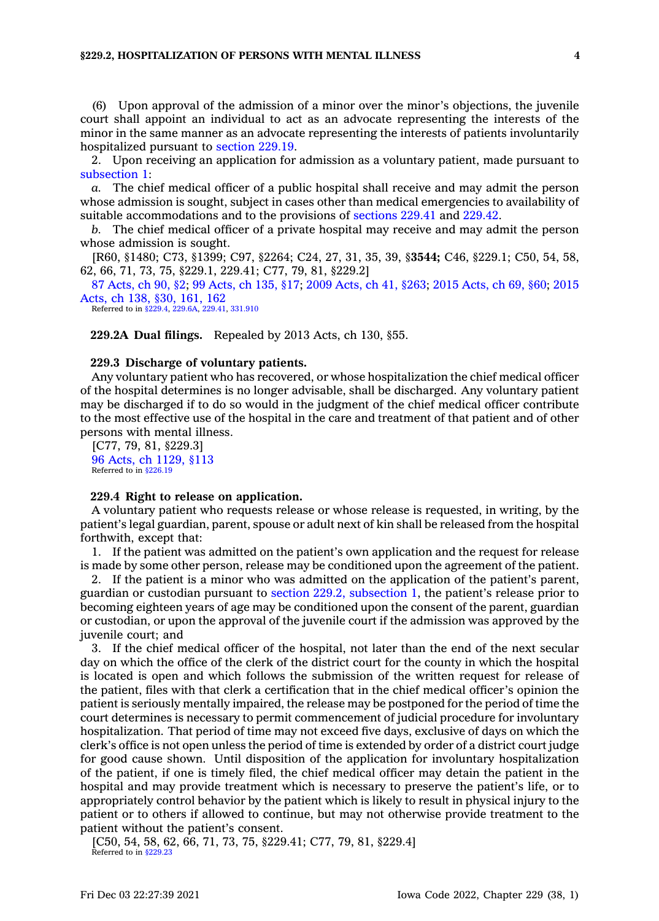(6) Upon approval of the admission of a minor over the minor's objections, the juvenile court shall appoint an individual to act as an advocate representing the interests of the minor in the same manner as an advocate representing the interests of patients involuntarily hospitalized pursuant to section 229.19.

2. Upon receiving an application for admission as a voluntary patient, made pursuant to subsection 1:

*a.* The chief medical officer of a public hospital shall receive and may admit the person whose admission is sought, subject in cases other than medical emergencies to availability of suitable accommodations and to the provisions of sections 229.41 and 229.42.

*b.* The chief medical officer of a private hospital may receive and may admit the person whose admission is sought.

[R60, §1480; C73, §1399; C97, §2264; C24, 27, 31, 35, 39, §**3544;** C46, §229.1; C50, 54, 58, 62, 66, 71, 73, 75, §229.1, 229.41; C77, 79, 81, §229.2]

87 Acts, ch 90, §2; 99 Acts, ch 135, §17; 2009 Acts, ch 41, §263; 2015 Acts, ch 69, §60; 2015 Acts, ch 138, §30, 161, 162

Referred to in §229.4, 229.6A, 229.41, 331.910

**229.2A Dual filings.** Repealed by 2013 Acts, ch 130, §55.

**229.3 Discharge of voluntary patients.**

Any voluntary patient who has recovered, or whose hospitalization the chief medical officer of the hospital determines is no longer advisable, shall be discharged. Any voluntary patient may be discharged if to do so would in the judgment of the chief medical officer contribute to the most effective use of the hospital in the care and treatment of that patient and of other persons with mental illness.

[C77, 79, 81, §229.3]

96 Acts, ch 1129, §113

Referred to in §226.19

**229.4 Right to release on application.**

A voluntary patient who requests release or whose release is requested, in writing, by the patient's legal guardian, parent, spouse or adult next of kin shall be released from the hospital forthwith, except that:

1. If the patient was admitted on the patient's own application and the request for release is made by some other person, release may be conditioned upon the agreement of the patient.

2. If the patient is a minor who was admitted on the application of the patient's parent, guardian or custodian pursuant to section 229.2, subsection 1, the patient's release prior to becoming eighteen years of age may be conditioned upon the consent of the parent, guardian or custodian, or upon the approval of the juvenile court if the admission was approved by the juvenile court; and

3. If the chief medical officer of the hospital, not later than the end of the next secular day on which the office of the clerk of the district court for the county in which the hospital is located is open and which follows the submission of the written request for release of the patient, files with that clerk a certification that in the chief medical officer's opinion the patient is seriously mentally impaired, the release may be postponed for the period of time the court determines is necessary to permit commencement of judicial procedure for involuntary hospitalization. That period of time may not exceed five days, exclusive of days on which the clerk's office is not open unless the period of time is extended by order of a district court judge for good cause shown. Until disposition of the application for involuntary hospitalization of the patient, if one is timely filed, the chief medical officer may detain the patient in the hospital and may provide treatment which is necessary to preserve the patient's life, or to appropriately control behavior by the patient which is likely to result in physical injury to the patient or to others if allowed to continue, but may not otherwise provide treatment to the patient without the patient's consent.

[C50, 54, 58, 62, 66, 71, 73, 75, §229.41; C77, 79, 81, §229.4]

Referred to in §229.23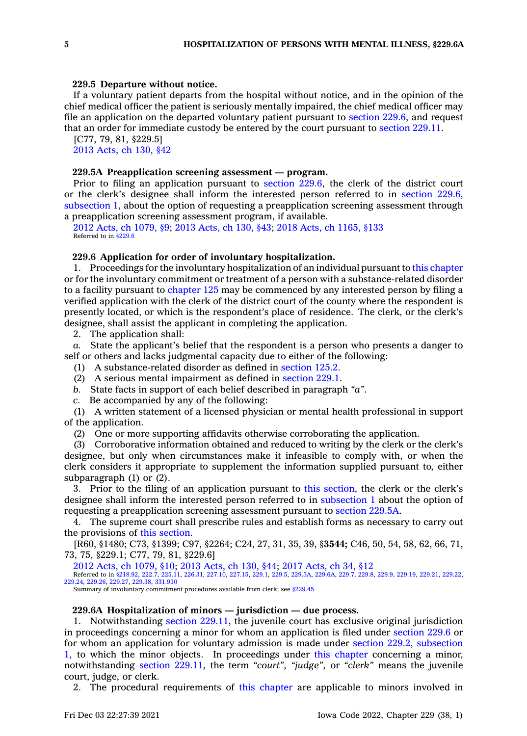**229.5 Departure without notice.**

If a voluntary patient departs from the hospital without notice, and in the opinion of the chief medical officer the patient is seriously mentally impaired, the chief medical officer may file an application on the departed voluntary patient pursuant to section 229.6, and request that an order for immediate custody be entered by the court pursuant to section 229.11.

[C77, 79, 81, §229.5]

2013 Acts, ch 130, §42

**229.5A Preapplication screening assessment — program.**

Prior to filing an application pursuant to section 229.6, the clerk of the district court or the clerk's designee shall inform the interested person referred to in section 229.6, subsection 1, about the option of requesting a preapplication screening assessment through a preapplication screening assessment program, if available.

2012 Acts, ch 1079, §9; 2013 Acts, ch 130, §43; 2018 Acts, ch 1165, §133

Referred to in §229.6

**229.6 Application for order of involuntary hospitalization.**

1. Proceedings for the involuntary hospitalization of an individual pursuant to this chapter or for the involuntary commitment or treatment of a person with a substance-related disorder to a facility pursuant to chapter 125 may be commenced by any interested person by filing a verified application with the clerk of the district court of the county where the respondent is presently located, or which is the respondent's place of residence. The clerk, or the clerk's designee, shall assist the applicant in completing the application.

2. The application shall:

*a.* State the applicant's belief that the respondent is a person who presents a danger to self or others and lacks judgmental capacity due to either of the following:

(1) A substance-related disorder as defined in section 125.2.

(2) A serious mental impairment as defined in section 229.1.

*b.* State facts in support of each belief described in paragraph *"a"*.

*c.* Be accompanied by any of the following:

(1) A written statement of a licensed physician or mental health professional in support of the application.

(2) One or more supporting affidavits otherwise corroborating the application.

(3) Corroborative information obtained and reduced to writing by the clerk or the clerk's designee, but only when circumstances make it infeasible to comply with, or when the clerk considers it appropriate to supplement the information supplied pursuant to, either subparagraph (1) or (2).

3. Prior to the filing of an application pursuant to this section, the clerk or the clerk's designee shall inform the interested person referred to in subsection 1 about the option of requesting a preapplication screening assessment pursuant to section 229.5A.

4. The supreme court shall prescribe rules and establish forms as necessary to carry out the provisions of this section.

[R60, §1480; C73, §1399; C97, §2264; C24, 27, 31, 35, 39, §**3544;** C46, 50, 54, 58, 62, 66, 71, 73, 75, §229.1; C77, 79, 81, §229.6]

2012 Acts, ch 1079, §10; 2013 Acts, ch 130, §44; 2017 Acts, ch 34, §12

Referred to in §218.92, 222.7, 225.11, 226.31, 227.10, 227.15, 229.1, 229.5, 229.5A, 229.6A, 229.7, 229.8, 229.9, 229.19, 229.21, 229.22, 229.24, 229.26, 229.27, 229.38, 331.910

Summary of involuntary commitment procedures available from clerk; see §229.45

**229.6A Hospitalization of minors — jurisdiction — due process.**

1. Notwithstanding section 229.11, the juvenile court has exclusive original jurisdiction in proceedings concerning a minor for whom an application is filed under section 229.6 or for whom an application for voluntary admission is made under section 229.2, subsection 1, to which the minor objects. In proceedings under this chapter concerning a minor, notwithstanding section 229.11, the term *"court"*, *"judge"*, or *"clerk"* means the juvenile court, judge, or clerk.

2. The procedural requirements of this chapter are applicable to minors involved in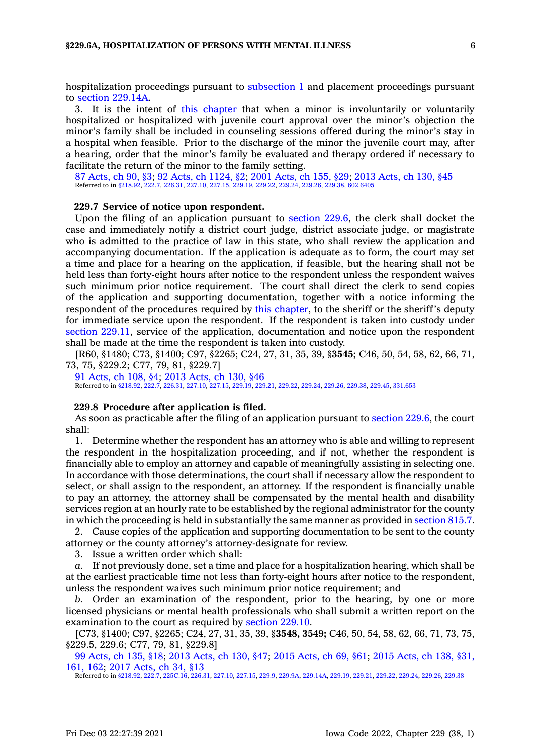hospitalization proceedings pursuant to subsection 1 and placement proceedings pursuant to section 229.14A.

3. It is the intent of this chapter that when a minor is involuntarily or voluntarily hospitalized or hospitalized with juvenile court approval over the minor's objection the minor's family shall be included in counseling sessions offered during the minor's stay in a hospital when feasible. Prior to the discharge of the minor the juvenile court may, after a hearing, order that the minor's family be evaluated and therapy ordered if necessary to facilitate the return of the minor to the family setting.

87 Acts, ch 90, §3; 92 Acts, ch 1124, §2; 2001 Acts, ch 155, §29; 2013 Acts, ch 130, §45
Referred to in §218.92, 222.7, 226.31, 227.10, 227.15, 229.19, 229.22, 229.24, 229.26, 229.38, 602.6405

**229.7 Service of notice upon respondent.**

Upon the filing of an application pursuant to section 229.6, the clerk shall docket the case and immediately notify a district court judge, district associate judge, or magistrate who is admitted to the practice of law in this state, who shall review the application and accompanying documentation. If the application is adequate as to form, the court may set a time and place for a hearing on the application, if feasible, but the hearing shall not be held less than forty-eight hours after notice to the respondent unless the respondent waives such minimum prior notice requirement. The court shall direct the clerk to send copies of the application and supporting documentation, together with a notice informing the respondent of the procedures required by this chapter, to the sheriff or the sheriff's deputy for immediate service upon the respondent. If the respondent is taken into custody under section 229.11, service of the application, documentation and notice upon the respondent shall be made at the time the respondent is taken into custody.

[R60, §1480; C73, §1400; C97, §2265; C24, 27, 31, 35, 39, §**3545;** C46, 50, 54, 58, 62, 66, 71, 73, 75, §229.2; C77, 79, 81, §229.7]

91 Acts, ch 108, §4; 2013 Acts, ch 130, §46
Referred to in §218.92, 222.7, 226.31, 227.10, 227.15, 229.19, 229.21, 229.22, 229.24, 229.26, 229.38, 229.45, 331.653

**229.8 Procedure after application is filed.**

As soon as practicable after the filing of an application pursuant to section 229.6, the court shall:

1. Determine whether the respondent has an attorney who is able and willing to represent the respondent in the hospitalization proceeding, and if not, whether the respondent is financially able to employ an attorney and capable of meaningfully assisting in selecting one. In accordance with those determinations, the court shall if necessary allow the respondent to select, or shall assign to the respondent, an attorney. If the respondent is financially unable to pay an attorney, the attorney shall be compensated by the mental health and disability services region at an hourly rate to be established by the regional administrator for the county in which the proceeding is held in substantially the same manner as provided in section 815.7.

2. Cause copies of the application and supporting documentation to be sent to the county attorney or the county attorney's attorney-designate for review.

3. Issue a written order which shall:

*a.* If not previously done, set a time and place for a hospitalization hearing, which shall be at the earliest practicable time not less than forty-eight hours after notice to the respondent, unless the respondent waives such minimum prior notice requirement; and

*b.* Order an examination of the respondent, prior to the hearing, by one or more licensed physicians or mental health professionals who shall submit a written report on the examination to the court as required by section 229.10.

[C73, §1400; C97, §2265; C24, 27, 31, 35, 39, §**3548, 3549;** C46, 50, 54, 58, 62, 66, 71, 73, 75, §229.5, 229.6; C77, 79, 81, §229.8]

99 Acts, ch 135, §18; 2013 Acts, ch 130, §47; 2015 Acts, ch 69, §61; 2015 Acts, ch 138, §31, 161, 162; 2017 Acts, ch 34, §13
Referred to in §218.92, 222.7, 225C.16, 226.31, 227.10, 227.15, 229.9, 229.9A, 229.14A, 229.19, 229.21, 229.22, 229.24, 229.26, 229.38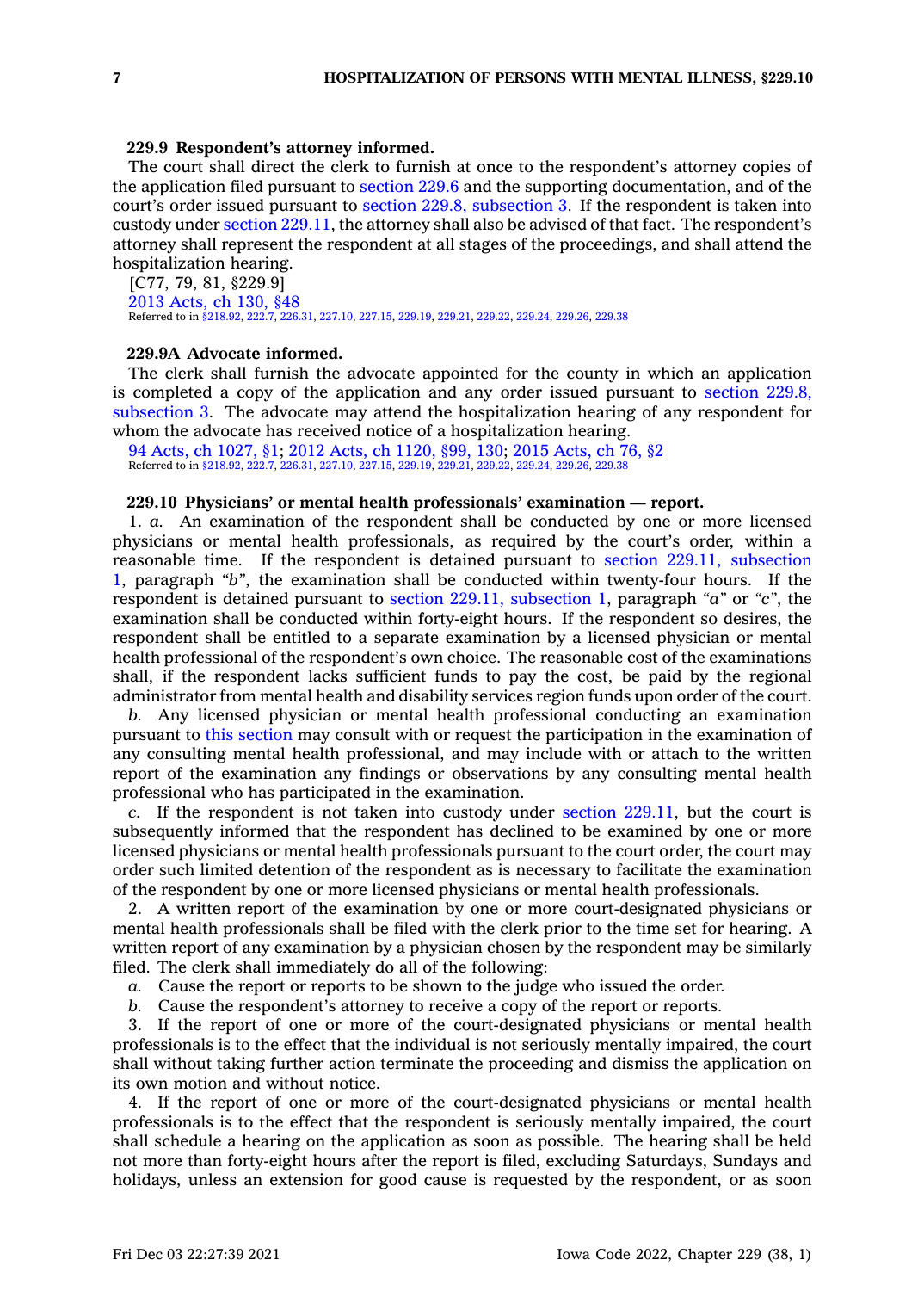#### 229.9 Respondent's attorney informed.

The court shall direct the clerk to furnish at once to the respondent's attorney copies of the application filed pursuant to section 229.6 and the supporting documentation, and of the court's order issued pursuant to section 229.8, subsection 3. If the respondent is taken into custody under section 229.11, the attorney shall also be advised of that fact. The respondent's attorney shall represent the respondent at all stages of the proceedings, and shall attend the hospitalization hearing.

[C77, 79, 81, §229.9]

2013 Acts, ch 130, §48

Referred to in §218.92, 222.7, 226.31, 227.10, 227.15, 229.19, 229.21, 229.22, 229.24, 229.26, 229.38

#### 229.9A Advocate informed.

The clerk shall furnish the advocate appointed for the county in which an application is completed a copy of the application and any order issued pursuant to section 229.8, subsection 3. The advocate may attend the hospitalization hearing of any respondent for whom the advocate has received notice of a hospitalization hearing.

94 Acts, ch 1027, §1; 2012 Acts, ch 1120, §99, 130; 2015 Acts, ch 76, §2

Referred to in §218.92, 222.7, 226.31, 227.10, 227.15, 229.19, 229.21, 229.22, 229.24, 229.26, 229.38

#### 229.10 Physicians' or mental health professionals' examination — report.

1. *a.* An examination of the respondent shall be conducted by one or more licensed physicians or mental health professionals, as required by the court's order, within a reasonable time. If the respondent is detained pursuant to section 229.11, subsection 1, paragraph *"b"*, the examination shall be conducted within twenty-four hours. If the respondent is detained pursuant to section 229.11, subsection 1, paragraph *"a"* or *"c"*, the examination shall be conducted within forty-eight hours. If the respondent so desires, the respondent shall be entitled to a separate examination by a licensed physician or mental health professional of the respondent's own choice. The reasonable cost of the examinations shall, if the respondent lacks sufficient funds to pay the cost, be paid by the regional administrator from mental health and disability services region funds upon order of the court.

*b.* Any licensed physician or mental health professional conducting an examination pursuant to this section may consult with or request the participation in the examination of any consulting mental health professional, and may include with or attach to the written report of the examination any findings or observations by any consulting mental health professional who has participated in the examination.

*c.* If the respondent is not taken into custody under section 229.11, but the court is subsequently informed that the respondent has declined to be examined by one or more licensed physicians or mental health professionals pursuant to the court order, the court may order such limited detention of the respondent as is necessary to facilitate the examination of the respondent by one or more licensed physicians or mental health professionals.

2. A written report of the examination by one or more court-designated physicians or mental health professionals shall be filed with the clerk prior to the time set for hearing. A written report of any examination by a physician chosen by the respondent may be similarly filed. The clerk shall immediately do all of the following:

*a.* Cause the report or reports to be shown to the judge who issued the order.

*b.* Cause the respondent's attorney to receive a copy of the report or reports.

3. If the report of one or more of the court-designated physicians or mental health professionals is to the effect that the individual is not seriously mentally impaired, the court shall without taking further action terminate the proceeding and dismiss the application on its own motion and without notice.

4. If the report of one or more of the court-designated physicians or mental health professionals is to the effect that the respondent is seriously mentally impaired, the court shall schedule a hearing on the application as soon as possible. The hearing shall be held not more than forty-eight hours after the report is filed, excluding Saturdays, Sundays and holidays, unless an extension for good cause is requested by the respondent, or as soon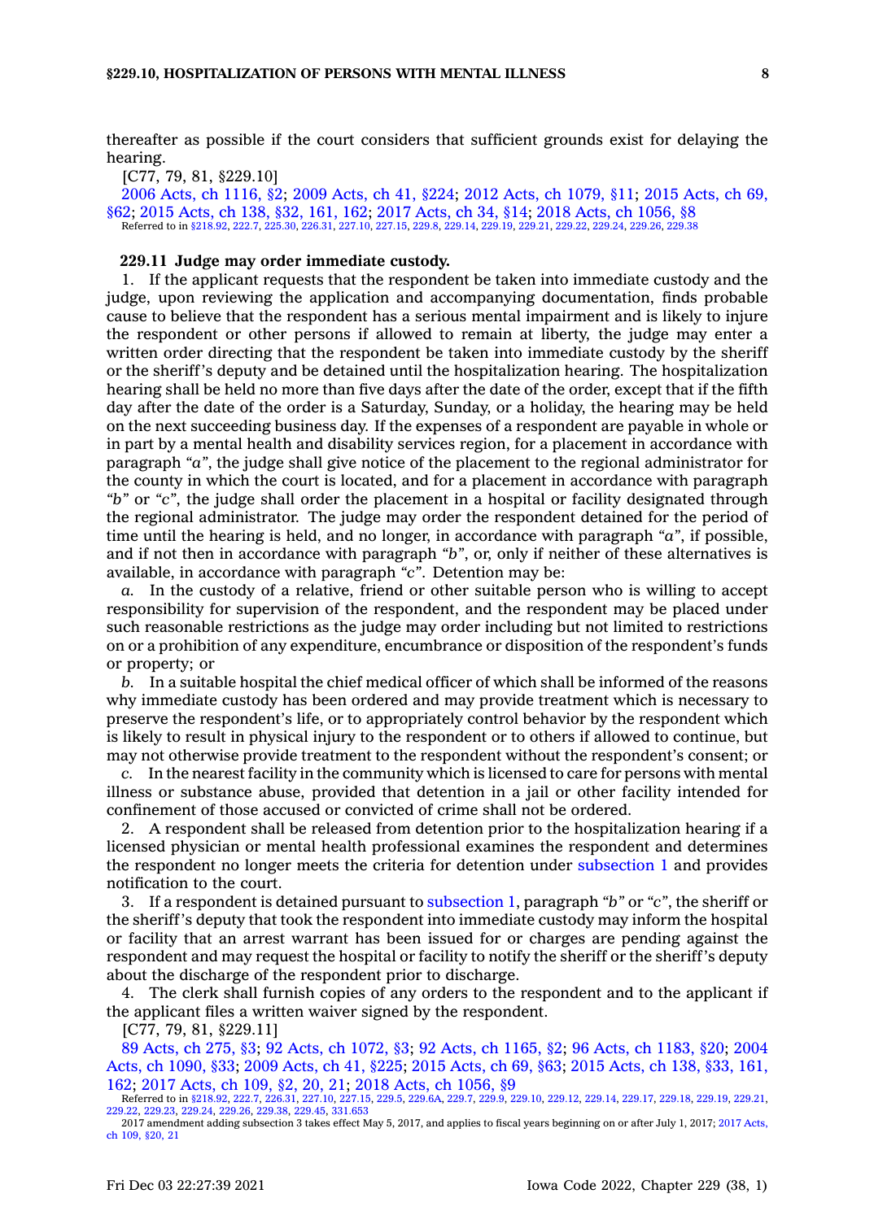thereafter as possible if the court considers that sufficient grounds exist for delaying the hearing.

[C77, 79, 81, §229.10]

2006 Acts, ch 1116, §2; 2009 Acts, ch 41, §224; 2012 Acts, ch 1079, §11; 2015 Acts, ch 69, §62; 2015 Acts, ch 138, §32, 161, 162; 2017 Acts, ch 34, §14; 2018 Acts, ch 1056, §8

Referred to in §218.92, 222.7, 225.30, 226.31, 227.10, 227.15, 229.8, 229.14, 229.19, 229.21, 229.22, 229.24, 229.26, 229.38

**229.11 Judge may order immediate custody.**

1. If the applicant requests that the respondent be taken into immediate custody and the judge, upon reviewing the application and accompanying documentation, finds probable cause to believe that the respondent has a serious mental impairment and is likely to injure the respondent or other persons if allowed to remain at liberty, the judge may enter a written order directing that the respondent be taken into immediate custody by the sheriff or the sheriff's deputy and be detained until the hospitalization hearing. The hospitalization hearing shall be held no more than five days after the date of the order, except that if the fifth day after the date of the order is a Saturday, Sunday, or a holiday, the hearing may be held on the next succeeding business day. If the expenses of a respondent are payable in whole or in part by a mental health and disability services region, for a placement in accordance with paragraph *"a"*, the judge shall give notice of the placement to the regional administrator for the county in which the court is located, and for a placement in accordance with paragraph *"b"* or *"c"*, the judge shall order the placement in a hospital or facility designated through the regional administrator. The judge may order the respondent detained for the period of time until the hearing is held, and no longer, in accordance with paragraph *"a"*, if possible, and if not then in accordance with paragraph *"b"*, or, only if neither of these alternatives is available, in accordance with paragraph *"c"*. Detention may be:

*a.* In the custody of a relative, friend or other suitable person who is willing to accept responsibility for supervision of the respondent, and the respondent may be placed under such reasonable restrictions as the judge may order including but not limited to restrictions on or a prohibition of any expenditure, encumbrance or disposition of the respondent's funds or property; or

*b.* In a suitable hospital the chief medical officer of which shall be informed of the reasons why immediate custody has been ordered and may provide treatment which is necessary to preserve the respondent's life, or to appropriately control behavior by the respondent which is likely to result in physical injury to the respondent or to others if allowed to continue, but may not otherwise provide treatment to the respondent without the respondent's consent; or

*c.* In the nearest facility in the community which is licensed to care for persons with mental illness or substance abuse, provided that detention in a jail or other facility intended for confinement of those accused or convicted of crime shall not be ordered.

2. A respondent shall be released from detention prior to the hospitalization hearing if a licensed physician or mental health professional examines the respondent and determines the respondent no longer meets the criteria for detention under subsection 1 and provides notification to the court.

3. If a respondent is detained pursuant to subsection 1, paragraph *"b"* or *"c"*, the sheriff or the sheriff's deputy that took the respondent into immediate custody may inform the hospital or facility that an arrest warrant has been issued for or charges are pending against the respondent and may request the hospital or facility to notify the sheriff or the sheriff's deputy about the discharge of the respondent prior to discharge.

4. The clerk shall furnish copies of any orders to the respondent and to the applicant if the applicant files a written waiver signed by the respondent.

[C77, 79, 81, §229.11]

89 Acts, ch 275, §3; 92 Acts, ch 1072, §3; 92 Acts, ch 1165, §2; 96 Acts, ch 1183, §20; 2004 Acts, ch 1090, §33; 2009 Acts, ch 41, §225; 2015 Acts, ch 69, §63; 2015 Acts, ch 138, §33, 161, 162; 2017 Acts, ch 109, §2, 20, 21; 2018 Acts, ch 1056, §9

Referred to in §218.92, 222.7, 226.31, 227.10, 227.15, 229.5, 229.6A, 229.7, 229.9, 229.10, 229.12, 229.14, 229.17, 229.18, 229.19, 229.21, 229.22, 229.23, 229.24, 229.26, 229.38, 229.45, 331.653

2017 amendment adding subsection 3 takes effect May 5, 2017, and applies to fiscal years beginning on or after July 1, 2017; 2017 Acts, ch 109, §20, 21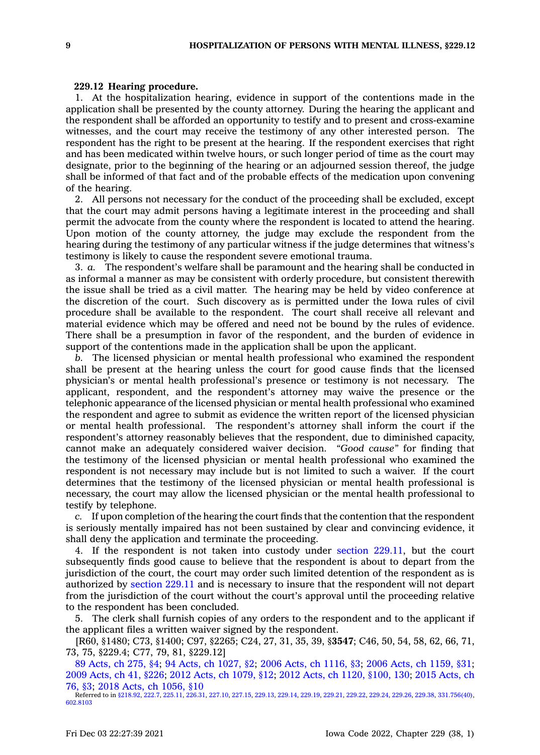**229.12 Hearing procedure.**

1. At the hospitalization hearing, evidence in support of the contentions made in the application shall be presented by the county attorney. During the hearing the applicant and the respondent shall be afforded an opportunity to testify and to present and cross-examine witnesses, and the court may receive the testimony of any other interested person. The respondent has the right to be present at the hearing. If the respondent exercises that right and has been medicated within twelve hours, or such longer period of time as the court may designate, prior to the beginning of the hearing or an adjourned session thereof, the judge shall be informed of that fact and of the probable effects of the medication upon convening of the hearing.

2. All persons not necessary for the conduct of the proceeding shall be excluded, except that the court may admit persons having a legitimate interest in the proceeding and shall permit the advocate from the county where the respondent is located to attend the hearing. Upon motion of the county attorney, the judge may exclude the respondent from the hearing during the testimony of any particular witness if the judge determines that witness's testimony is likely to cause the respondent severe emotional trauma.

3. *a.* The respondent's welfare shall be paramount and the hearing shall be conducted in as informal a manner as may be consistent with orderly procedure, but consistent therewith the issue shall be tried as a civil matter. The hearing may be held by video conference at the discretion of the court. Such discovery as is permitted under the Iowa rules of civil procedure shall be available to the respondent. The court shall receive all relevant and material evidence which may be offered and need not be bound by the rules of evidence. There shall be a presumption in favor of the respondent, and the burden of evidence in support of the contentions made in the application shall be upon the applicant.

*b.* The licensed physician or mental health professional who examined the respondent shall be present at the hearing unless the court for good cause finds that the licensed physician's or mental health professional's presence or testimony is not necessary. The applicant, respondent, and the respondent's attorney may waive the presence or the telephonic appearance of the licensed physician or mental health professional who examined the respondent and agree to submit as evidence the written report of the licensed physician or mental health professional. The respondent's attorney shall inform the court if the respondent's attorney reasonably believes that the respondent, due to diminished capacity, cannot make an adequately considered waiver decision. *"Good cause"* for finding that the testimony of the licensed physician or mental health professional who examined the respondent is not necessary may include but is not limited to such a waiver. If the court determines that the testimony of the licensed physician or mental health professional is necessary, the court may allow the licensed physician or the mental health professional to testify by telephone.

*c.* If upon completion of the hearing the court finds that the contention that the respondent is seriously mentally impaired has not been sustained by clear and convincing evidence, it shall deny the application and terminate the proceeding.

4. If the respondent is not taken into custody under section 229.11, but the court subsequently finds good cause to believe that the respondent is about to depart from the jurisdiction of the court, the court may order such limited detention of the respondent as is authorized by section 229.11 and is necessary to insure that the respondent will not depart from the jurisdiction of the court without the court's approval until the proceeding relative to the respondent has been concluded.

5. The clerk shall furnish copies of any orders to the respondent and to the applicant if the applicant files a written waiver signed by the respondent.

[R60, §1480; C73, §1400; C97, §2265; C24, 27, 31, 35, 39, §**3547**; C46, 50, 54, 58, 62, 66, 71, 73, 75, §229.4; C77, 79, 81, §229.12]

89 Acts, ch 275, §4; 94 Acts, ch 1027, §2; 2006 Acts, ch 1116, §3; 2006 Acts, ch 1159, §31; 2009 Acts, ch 41, §226; 2012 Acts, ch 1079, §12; 2012 Acts, ch 1120, §100, 130; 2015 Acts, ch 76, §3; 2018 Acts, ch 1056, §10

Referred to in §218.92, 222.7, 225.11, 226.31, 227.10, 227.15, 229.13, 229.14, 229.19, 229.21, 229.22, 229.24, 229.26, 229.38, 331.756(40), 602.8103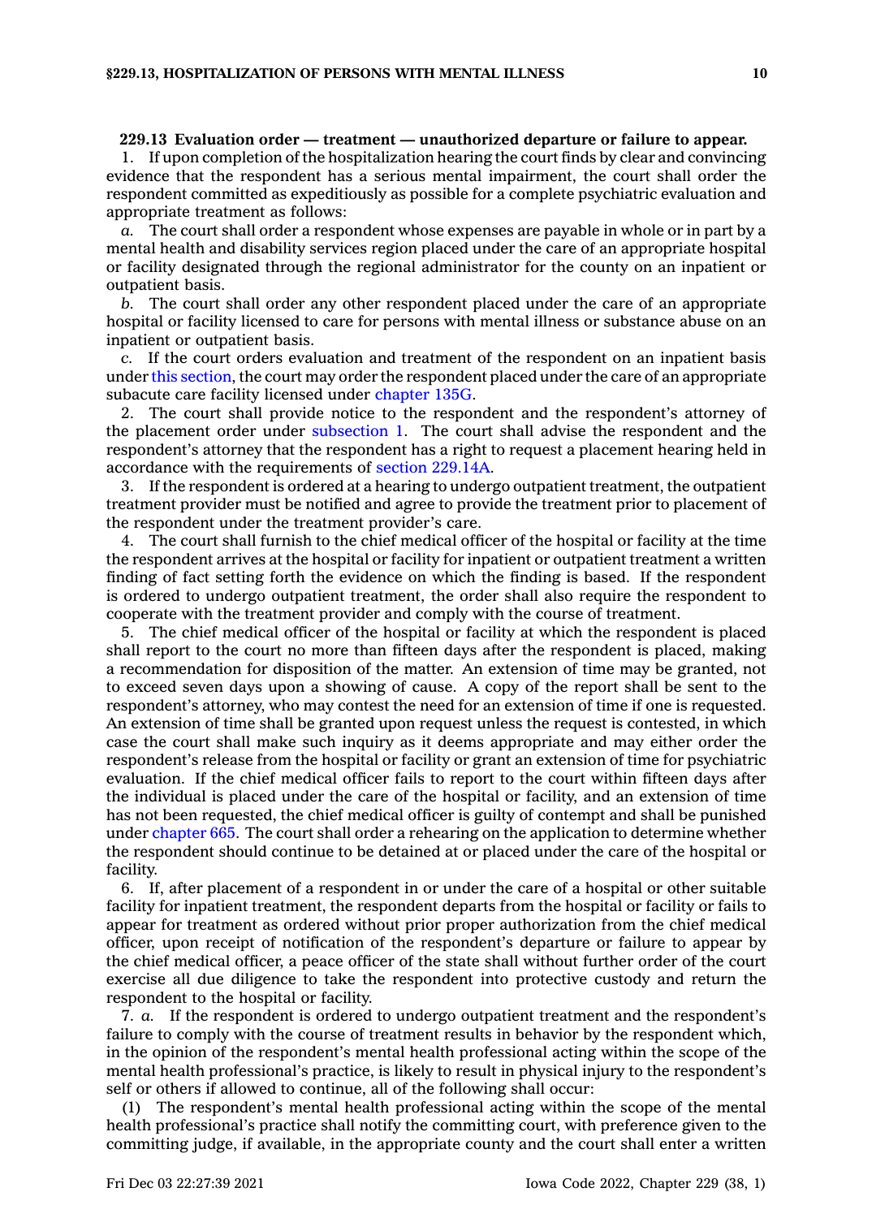**229.13 Evaluation order — treatment — unauthorized departure or failure to appear.**

1. If upon completion of the hospitalization hearing the court finds by clear and convincing evidence that the respondent has a serious mental impairment, the court shall order the respondent committed as expeditiously as possible for a complete psychiatric evaluation and appropriate treatment as follows:

*a.* The court shall order a respondent whose expenses are payable in whole or in part by a mental health and disability services region placed under the care of an appropriate hospital or facility designated through the regional administrator for the county on an inpatient or outpatient basis.

*b.* The court shall order any other respondent placed under the care of an appropriate hospital or facility licensed to care for persons with mental illness or substance abuse on an inpatient or outpatient basis.

*c.* If the court orders evaluation and treatment of the respondent on an inpatient basis under this section, the court may order the respondent placed under the care of an appropriate subacute care facility licensed under chapter 135G.

2. The court shall provide notice to the respondent and the respondent's attorney of the placement order under subsection 1. The court shall advise the respondent and the respondent's attorney that the respondent has a right to request a placement hearing held in accordance with the requirements of section 229.14A.

3. If the respondent is ordered at a hearing to undergo outpatient treatment, the outpatient treatment provider must be notified and agree to provide the treatment prior to placement of the respondent under the treatment provider's care.

4. The court shall furnish to the chief medical officer of the hospital or facility at the time the respondent arrives at the hospital or facility for inpatient or outpatient treatment a written finding of fact setting forth the evidence on which the finding is based. If the respondent is ordered to undergo outpatient treatment, the order shall also require the respondent to cooperate with the treatment provider and comply with the course of treatment.

5. The chief medical officer of the hospital or facility at which the respondent is placed shall report to the court no more than fifteen days after the respondent is placed, making a recommendation for disposition of the matter. An extension of time may be granted, not to exceed seven days upon a showing of cause. A copy of the report shall be sent to the respondent's attorney, who may contest the need for an extension of time if one is requested. An extension of time shall be granted upon request unless the request is contested, in which case the court shall make such inquiry as it deems appropriate and may either order the respondent's release from the hospital or facility or grant an extension of time for psychiatric evaluation. If the chief medical officer fails to report to the court within fifteen days after the individual is placed under the care of the hospital or facility, and an extension of time has not been requested, the chief medical officer is guilty of contempt and shall be punished under chapter 665. The court shall order a rehearing on the application to determine whether the respondent should continue to be detained at or placed under the care of the hospital or facility.

6. If, after placement of a respondent in or under the care of a hospital or other suitable facility for inpatient treatment, the respondent departs from the hospital or facility or fails to appear for treatment as ordered without prior proper authorization from the chief medical officer, upon receipt of notification of the respondent's departure or failure to appear by the chief medical officer, a peace officer of the state shall without further order of the court exercise all due diligence to take the respondent into protective custody and return the respondent to the hospital or facility.

7. *a.* If the respondent is ordered to undergo outpatient treatment and the respondent's failure to comply with the course of treatment results in behavior by the respondent which, in the opinion of the respondent's mental health professional acting within the scope of the mental health professional's practice, is likely to result in physical injury to the respondent's self or others if allowed to continue, all of the following shall occur:

(1) The respondent's mental health professional acting within the scope of the mental health professional's practice shall notify the committing court, with preference given to the committing judge, if available, in the appropriate county and the court shall enter a written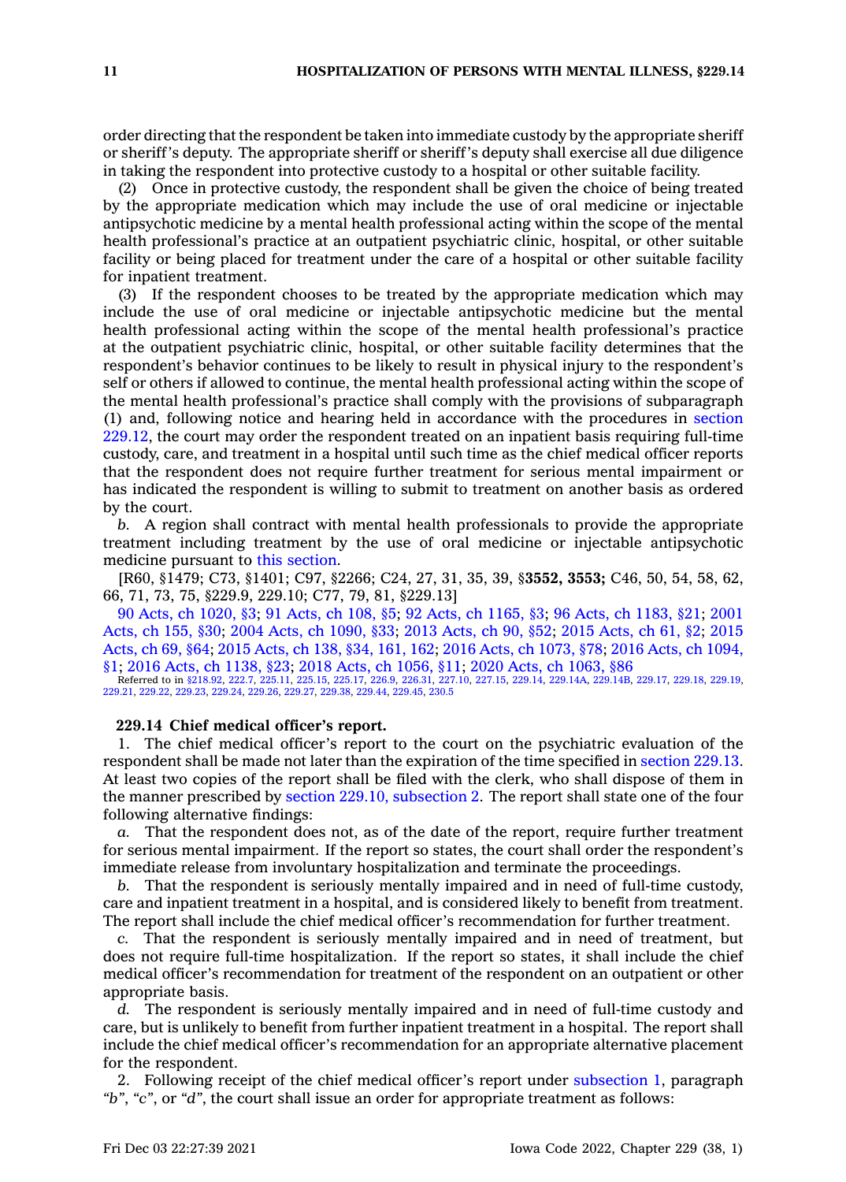order directing that the respondent be taken into immediate custody by the appropriate sheriff or sheriff's deputy. The appropriate sheriff or sheriff's deputy shall exercise all due diligence in taking the respondent into protective custody to a hospital or other suitable facility.

(2) Once in protective custody, the respondent shall be given the choice of being treated by the appropriate medication which may include the use of oral medicine or injectable antipsychotic medicine by a mental health professional acting within the scope of the mental health professional's practice at an outpatient psychiatric clinic, hospital, or other suitable facility or being placed for treatment under the care of a hospital or other suitable facility for inpatient treatment.

(3) If the respondent chooses to be treated by the appropriate medication which may include the use of oral medicine or injectable antipsychotic medicine but the mental health professional acting within the scope of the mental health professional's practice at the outpatient psychiatric clinic, hospital, or other suitable facility determines that the respondent's behavior continues to be likely to result in physical injury to the respondent's self or others if allowed to continue, the mental health professional acting within the scope of the mental health professional's practice shall comply with the provisions of subparagraph (1) and, following notice and hearing held in accordance with the procedures in section 229.12, the court may order the respondent treated on an inpatient basis requiring full-time custody, care, and treatment in a hospital until such time as the chief medical officer reports that the respondent does not require further treatment for serious mental impairment or has indicated the respondent is willing to submit to treatment on another basis as ordered by the court.

*b.* A region shall contract with mental health professionals to provide the appropriate treatment including treatment by the use of oral medicine or injectable antipsychotic medicine pursuant to this section.

[R60, §1479; C73, §1401; C97, §2266; C24, 27, 31, 35, 39, §**3552, 3553;** C46, 50, 54, 58, 62, 66, 71, 73, 75, §229.9, 229.10; C77, 79, 81, §229.13]

90 Acts, ch 1020, §3; 91 Acts, ch 108, §5; 92 Acts, ch 1165, §3; 96 Acts, ch 1183, §21; 2001 Acts, ch 155, §30; 2004 Acts, ch 1090, §33; 2013 Acts, ch 90, §52; 2015 Acts, ch 61, §2; 2015 Acts, ch 69, §64; 2015 Acts, ch 138, §34, 161, 162; 2016 Acts, ch 1073, §78; 2016 Acts, ch 1094, §1; 2016 Acts, ch 1138, §23; 2018 Acts, ch 1056, §11; 2020 Acts, ch 1063, §86

Referred to in §218.92, 222.7, 225.11, 225.15, 225.17, 226.9, 226.31, 227.10, 227.15, 229.14, 229.14A, 229.14B, 229.17, 229.18, 229.19, 229.21, 229.22, 229.23, 229.24, 229.26, 229.27, 229.38, 229.44, 229.45, 230.5

### 229.14 Chief medical officer's report.

1. The chief medical officer's report to the court on the psychiatric evaluation of the respondent shall be made not later than the expiration of the time specified in section 229.13. At least two copies of the report shall be filed with the clerk, who shall dispose of them in the manner prescribed by section 229.10, subsection 2. The report shall state one of the four following alternative findings:

*a.* That the respondent does not, as of the date of the report, require further treatment for serious mental impairment. If the report so states, the court shall order the respondent's immediate release from involuntary hospitalization and terminate the proceedings.

*b.* That the respondent is seriously mentally impaired and in need of full-time custody, care and inpatient treatment in a hospital, and is considered likely to benefit from treatment. The report shall include the chief medical officer's recommendation for further treatment.

*c.* That the respondent is seriously mentally impaired and in need of treatment, but does not require full-time hospitalization. If the report so states, it shall include the chief medical officer's recommendation for treatment of the respondent on an outpatient or other appropriate basis.

*d.* The respondent is seriously mentally impaired and in need of full-time custody and care, but is unlikely to benefit from further inpatient treatment in a hospital. The report shall include the chief medical officer's recommendation for an appropriate alternative placement for the respondent.

2. Following receipt of the chief medical officer's report under subsection 1, paragraph *"b"*, *"c"*, or *"d"*, the court shall issue an order for appropriate treatment as follows: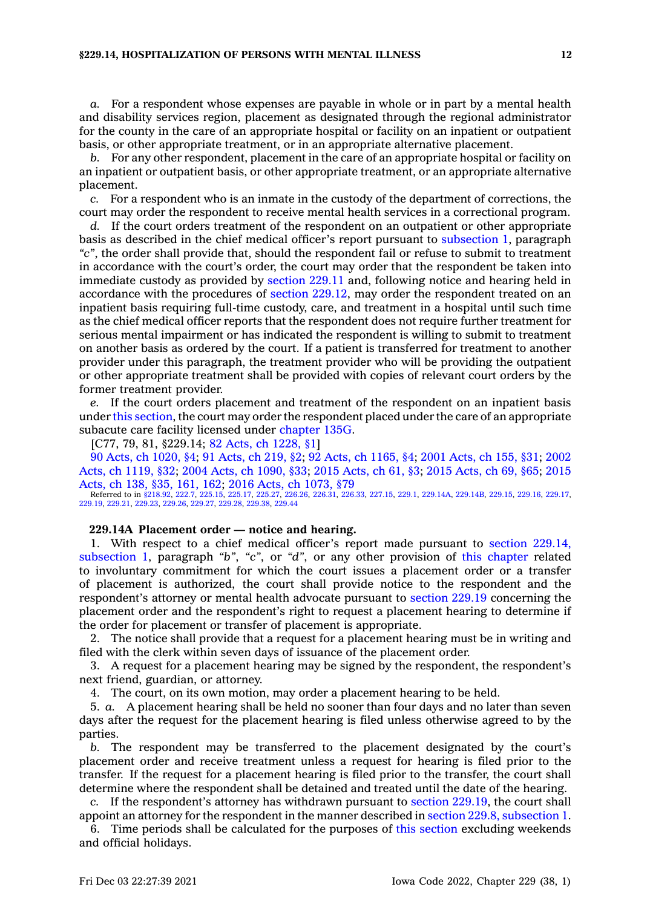*a.* For a respondent whose expenses are payable in whole or in part by a mental health and disability services region, placement as designated through the regional administrator for the county in the care of an appropriate hospital or facility on an inpatient or outpatient basis, or other appropriate treatment, or in an appropriate alternative placement.

*b.* For any other respondent, placement in the care of an appropriate hospital or facility on an inpatient or outpatient basis, or other appropriate treatment, or an appropriate alternative placement.

*c.* For a respondent who is an inmate in the custody of the department of corrections, the court may order the respondent to receive mental health services in a correctional program.

*d.* If the court orders treatment of the respondent on an outpatient or other appropriate basis as described in the chief medical officer's report pursuant to subsection 1, paragraph *"c"*, the order shall provide that, should the respondent fail or refuse to submit to treatment in accordance with the court's order, the court may order that the respondent be taken into immediate custody as provided by section 229.11 and, following notice and hearing held in accordance with the procedures of section 229.12, may order the respondent treated on an inpatient basis requiring full-time custody, care, and treatment in a hospital until such time as the chief medical officer reports that the respondent does not require further treatment for serious mental impairment or has indicated the respondent is willing to submit to treatment on another basis as ordered by the court. If a patient is transferred for treatment to another provider under this paragraph, the treatment provider who will be providing the outpatient or other appropriate treatment shall be provided with copies of relevant court orders by the former treatment provider.

*e.* If the court orders placement and treatment of the respondent on an inpatient basis under this section, the court may order the respondent placed under the care of an appropriate subacute care facility licensed under chapter 135G.

[C77, 79, 81, §229.14; 82 Acts, ch 1228, §1]

90 Acts, ch 1020, §4; 91 Acts, ch 219, §2; 92 Acts, ch 1165, §4; 2001 Acts, ch 155, §31; 2002 Acts, ch 1119, §32; 2004 Acts, ch 1090, §33; 2015 Acts, ch 61, §3; 2015 Acts, ch 69, §65; 2015 Acts, ch 138, §35, 161, 162; 2016 Acts, ch 1073, §79

Referred to in §218.92, 222.7, 225.15, 225.17, 225.27, 226.26, 226.31, 226.33, 227.15, 229.1, 229.14A, 229.14B, 229.15, 229.16, 229.17, 229.19, 229.21, 229.23, 229.26, 229.27, 229.28, 229.38, 229.44

**229.14A Placement order — notice and hearing.**

1. With respect to a chief medical officer's report made pursuant to section 229.14, subsection 1, paragraph *"b"*, *"c"*, or *"d"*, or any other provision of this chapter related to involuntary commitment for which the court issues a placement order or a transfer of placement is authorized, the court shall provide notice to the respondent and the respondent's attorney or mental health advocate pursuant to section 229.19 concerning the placement order and the respondent's right to request a placement hearing to determine if the order for placement or transfer of placement is appropriate.

2. The notice shall provide that a request for a placement hearing must be in writing and filed with the clerk within seven days of issuance of the placement order.

3. A request for a placement hearing may be signed by the respondent, the respondent's next friend, guardian, or attorney.

4. The court, on its own motion, may order a placement hearing to be held.

5. *a.* A placement hearing shall be held no sooner than four days and no later than seven days after the request for the placement hearing is filed unless otherwise agreed to by the parties.

*b.* The respondent may be transferred to the placement designated by the court's placement order and receive treatment unless a request for hearing is filed prior to the transfer. If the request for a placement hearing is filed prior to the transfer, the court shall determine where the respondent shall be detained and treated until the date of the hearing.

*c.* If the respondent's attorney has withdrawn pursuant to section 229.19, the court shall appoint an attorney for the respondent in the manner described in section 229.8, subsection 1.

6. Time periods shall be calculated for the purposes of this section excluding weekends and official holidays.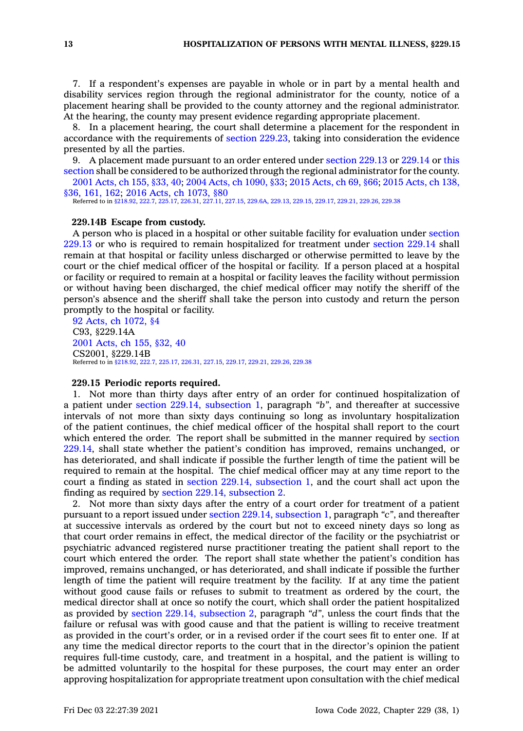7. If a respondent's expenses are payable in whole or in part by a mental health and disability services region through the regional administrator for the county, notice of a placement hearing shall be provided to the county attorney and the regional administrator. At the hearing, the county may present evidence regarding appropriate placement.

8. In a placement hearing, the court shall determine a placement for the respondent in accordance with the requirements of section 229.23, taking into consideration the evidence presented by all the parties.

9. A placement made pursuant to an order entered under section 229.13 or 229.14 or this section shall be considered to be authorized through the regional administrator for the county.

2001 Acts, ch 155, §33, 40; 2004 Acts, ch 1090, §33; 2015 Acts, ch 69, §66; 2015 Acts, ch 138, §36, 161, 162; 2016 Acts, ch 1073, §80

Referred to in §218.92, 222.7, 225.17, 226.31, 227.11, 227.15, 229.6A, 229.13, 229.15, 229.17, 229.21, 229.26, 229.38

**229.14B Escape from custody.**

A person who is placed in a hospital or other suitable facility for evaluation under section 229.13 or who is required to remain hospitalized for treatment under section 229.14 shall remain at that hospital or facility unless discharged or otherwise permitted to leave by the court or the chief medical officer of the hospital or facility. If a person placed at a hospital or facility or required to remain at a hospital or facility leaves the facility without permission or without having been discharged, the chief medical officer may notify the sheriff of the person's absence and the sheriff shall take the person into custody and return the person promptly to the hospital or facility.

92 Acts, ch 1072, §4
C93, §229.14A
2001 Acts, ch 155, §32, 40
CS2001, §229.14B

Referred to in §218.92, 222.7, 225.17, 226.31, 227.15, 229.17, 229.21, 229.26, 229.38

**229.15 Periodic reports required.**

1. Not more than thirty days after entry of an order for continued hospitalization of a patient under section 229.14, subsection 1, paragraph *"b"*, and thereafter at successive intervals of not more than sixty days continuing so long as involuntary hospitalization of the patient continues, the chief medical officer of the hospital shall report to the court which entered the order. The report shall be submitted in the manner required by section 229.14, shall state whether the patient's condition has improved, remains unchanged, or has deteriorated, and shall indicate if possible the further length of time the patient will be required to remain at the hospital. The chief medical officer may at any time report to the court a finding as stated in section 229.14, subsection 1, and the court shall act upon the finding as required by section 229.14, subsection 2.

2. Not more than sixty days after the entry of a court order for treatment of a patient pursuant to a report issued under section 229.14, subsection 1, paragraph *"c"*, and thereafter at successive intervals as ordered by the court but not to exceed ninety days so long as that court order remains in effect, the medical director of the facility or the psychiatrist or psychiatric advanced registered nurse practitioner treating the patient shall report to the court which entered the order. The report shall state whether the patient's condition has improved, remains unchanged, or has deteriorated, and shall indicate if possible the further length of time the patient will require treatment by the facility. If at any time the patient without good cause fails or refuses to submit to treatment as ordered by the court, the medical director shall at once so notify the court, which shall order the patient hospitalized as provided by section 229.14, subsection 2, paragraph *"d"*, unless the court finds that the failure or refusal was with good cause and that the patient is willing to receive treatment as provided in the court's order, or in a revised order if the court sees fit to enter one. If at any time the medical director reports to the court that in the director's opinion the patient requires full-time custody, care, and treatment in a hospital, and the patient is willing to be admitted voluntarily to the hospital for these purposes, the court may enter an order approving hospitalization for appropriate treatment upon consultation with the chief medical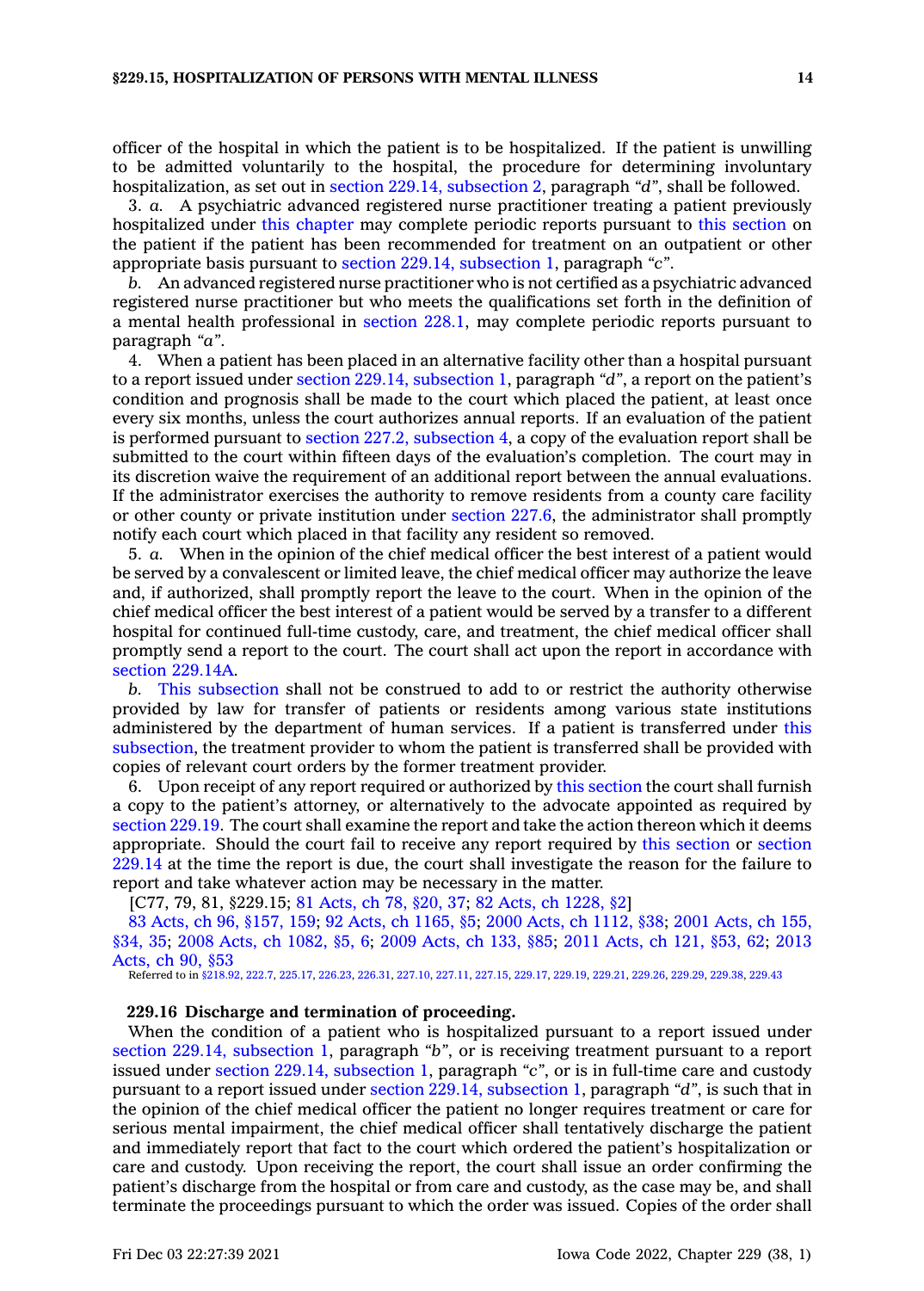officer of the hospital in which the patient is to be hospitalized. If the patient is unwilling to be admitted voluntarily to the hospital, the procedure for determining involuntary hospitalization, as set out in section 229.14, subsection 2, paragraph *"d"*, shall be followed.

3. *a.* A psychiatric advanced registered nurse practitioner treating a patient previously hospitalized under this chapter may complete periodic reports pursuant to this section on the patient if the patient has been recommended for treatment on an outpatient or other appropriate basis pursuant to section 229.14, subsection 1, paragraph *"c"*.

*b.* An advanced registered nurse practitioner who is not certified as a psychiatric advanced registered nurse practitioner but who meets the qualifications set forth in the definition of a mental health professional in section 228.1, may complete periodic reports pursuant to paragraph *"a"*.

4. When a patient has been placed in an alternative facility other than a hospital pursuant to a report issued under section 229.14, subsection 1, paragraph *"d"*, a report on the patient's condition and prognosis shall be made to the court which placed the patient, at least once every six months, unless the court authorizes annual reports. If an evaluation of the patient is performed pursuant to section 227.2, subsection 4, a copy of the evaluation report shall be submitted to the court within fifteen days of the evaluation's completion. The court may in its discretion waive the requirement of an additional report between the annual evaluations. If the administrator exercises the authority to remove residents from a county care facility or other county or private institution under section 227.6, the administrator shall promptly notify each court which placed in that facility any resident so removed.

5. *a.* When in the opinion of the chief medical officer the best interest of a patient would be served by a convalescent or limited leave, the chief medical officer may authorize the leave and, if authorized, shall promptly report the leave to the court. When in the opinion of the chief medical officer the best interest of a patient would be served by a transfer to a different hospital for continued full-time custody, care, and treatment, the chief medical officer shall promptly send a report to the court. The court shall act upon the report in accordance with section 229.14A.

*b.* This subsection shall not be construed to add to or restrict the authority otherwise provided by law for transfer of patients or residents among various state institutions administered by the department of human services. If a patient is transferred under this subsection, the treatment provider to whom the patient is transferred shall be provided with copies of relevant court orders by the former treatment provider.

6. Upon receipt of any report required or authorized by this section the court shall furnish a copy to the patient's attorney, or alternatively to the advocate appointed as required by section 229.19. The court shall examine the report and take the action thereon which it deems appropriate. Should the court fail to receive any report required by this section or section 229.14 at the time the report is due, the court shall investigate the reason for the failure to report and take whatever action may be necessary in the matter.

[C77, 79, 81, §229.15; 81 Acts, ch 78, §20, 37; 82 Acts, ch 1228, §2]

83 Acts, ch 96, §157, 159; 92 Acts, ch 1165, §5; 2000 Acts, ch 1112, §38; 2001 Acts, ch 155, §34, 35; 2008 Acts, ch 1082, §5, 6; 2009 Acts, ch 133, §85; 2011 Acts, ch 121, §53, 62; 2013 Acts, ch 90, §53

Referred to in §218.92, 222.7, 225.17, 226.23, 226.31, 227.10, 227.11, 227.15, 229.17, 229.19, 229.21, 229.26, 229.29, 229.38, 229.43

**229.16 Discharge and termination of proceeding.**

When the condition of a patient who is hospitalized pursuant to a report issued under section 229.14, subsection 1, paragraph *"b"*, or is receiving treatment pursuant to a report issued under section 229.14, subsection 1, paragraph *"c"*, or is in full-time care and custody pursuant to a report issued under section 229.14, subsection 1, paragraph *"d"*, is such that in the opinion of the chief medical officer the patient no longer requires treatment or care for serious mental impairment, the chief medical officer shall tentatively discharge the patient and immediately report that fact to the court which ordered the patient's hospitalization or care and custody. Upon receiving the report, the court shall issue an order confirming the patient's discharge from the hospital or from care and custody, as the case may be, and shall terminate the proceedings pursuant to which the order was issued. Copies of the order shall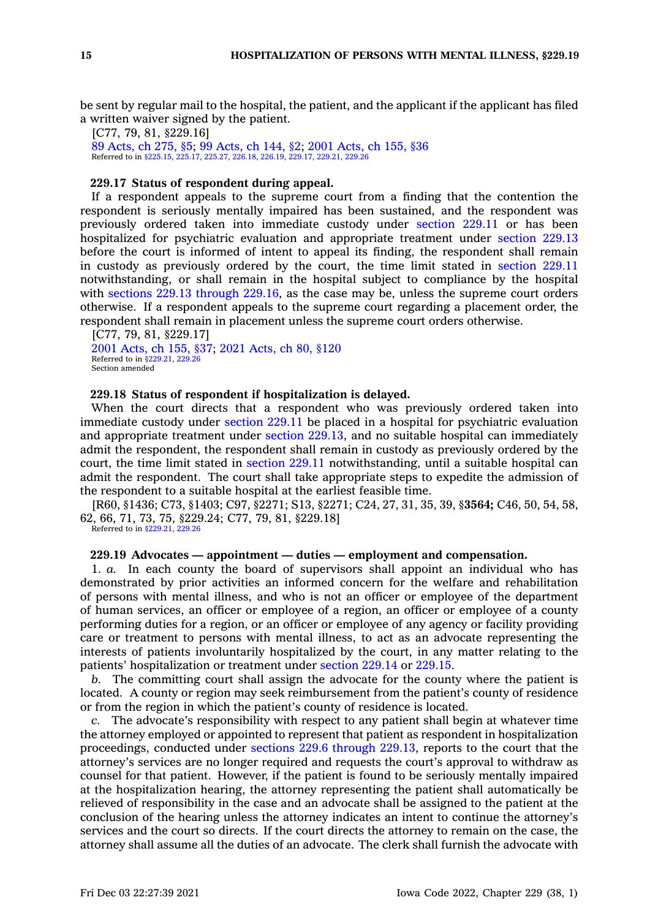be sent by regular mail to the hospital, the patient, and the applicant if the applicant has filed a written waiver signed by the patient.

[C77, 79, 81, §229.16]

89 Acts, ch 275, §5; 99 Acts, ch 144, §2; 2001 Acts, ch 155, §36

Referred to in §225.15, 225.17, 225.27, 226.18, 226.19, 229.17, 229.21, 229.26

**229.17 Status of respondent during appeal.**

If a respondent appeals to the supreme court from a finding that the contention the respondent is seriously mentally impaired has been sustained, and the respondent was previously ordered taken into immediate custody under section 229.11 or has been hospitalized for psychiatric evaluation and appropriate treatment under section 229.13 before the court is informed of intent to appeal its finding, the respondent shall remain in custody as previously ordered by the court, the time limit stated in section 229.11 notwithstanding, or shall remain in the hospital subject to compliance by the hospital with sections 229.13 through 229.16, as the case may be, unless the supreme court orders otherwise. If a respondent appeals to the supreme court regarding a placement order, the respondent shall remain in placement unless the supreme court orders otherwise.

[C77, 79, 81, §229.17]

2001 Acts, ch 155, §37; 2021 Acts, ch 80, §120

Referred to in §229.21, 229.26

Section amended

**229.18 Status of respondent if hospitalization is delayed.**

When the court directs that a respondent who was previously ordered taken into immediate custody under section 229.11 be placed in a hospital for psychiatric evaluation and appropriate treatment under section 229.13, and no suitable hospital can immediately admit the respondent, the respondent shall remain in custody as previously ordered by the court, the time limit stated in section 229.11 notwithstanding, until a suitable hospital can admit the respondent. The court shall take appropriate steps to expedite the admission of the respondent to a suitable hospital at the earliest feasible time.

[R60, §1436; C73, §1403; C97, §2271; S13, §2271; C24, 27, 31, 35, 39, §**3564;** C46, 50, 54, 58, 62, 66, 71, 73, 75, §229.24; C77, 79, 81, §229.18]

Referred to in §229.21, 229.26

**229.19 Advocates — appointment — duties — employment and compensation.**

1. *a.* In each county the board of supervisors shall appoint an individual who has demonstrated by prior activities an informed concern for the welfare and rehabilitation of persons with mental illness, and who is not an officer or employee of the department of human services, an officer or employee of a region, an officer or employee of a county performing duties for a region, or an officer or employee of any agency or facility providing care or treatment to persons with mental illness, to act as an advocate representing the interests of patients involuntarily hospitalized by the court, in any matter relating to the patients' hospitalization or treatment under section 229.14 or 229.15.

*b.* The committing court shall assign the advocate for the county where the patient is located. A county or region may seek reimbursement from the patient's county of residence or from the region in which the patient's county of residence is located.

*c.* The advocate's responsibility with respect to any patient shall begin at whatever time the attorney employed or appointed to represent that patient as respondent in hospitalization proceedings, conducted under sections 229.6 through 229.13, reports to the court that the attorney's services are no longer required and requests the court's approval to withdraw as counsel for that patient. However, if the patient is found to be seriously mentally impaired at the hospitalization hearing, the attorney representing the patient shall automatically be relieved of responsibility in the case and an advocate shall be assigned to the patient at the conclusion of the hearing unless the attorney indicates an intent to continue the attorney's services and the court so directs. If the court directs the attorney to remain on the case, the attorney shall assume all the duties of an advocate. The clerk shall furnish the advocate with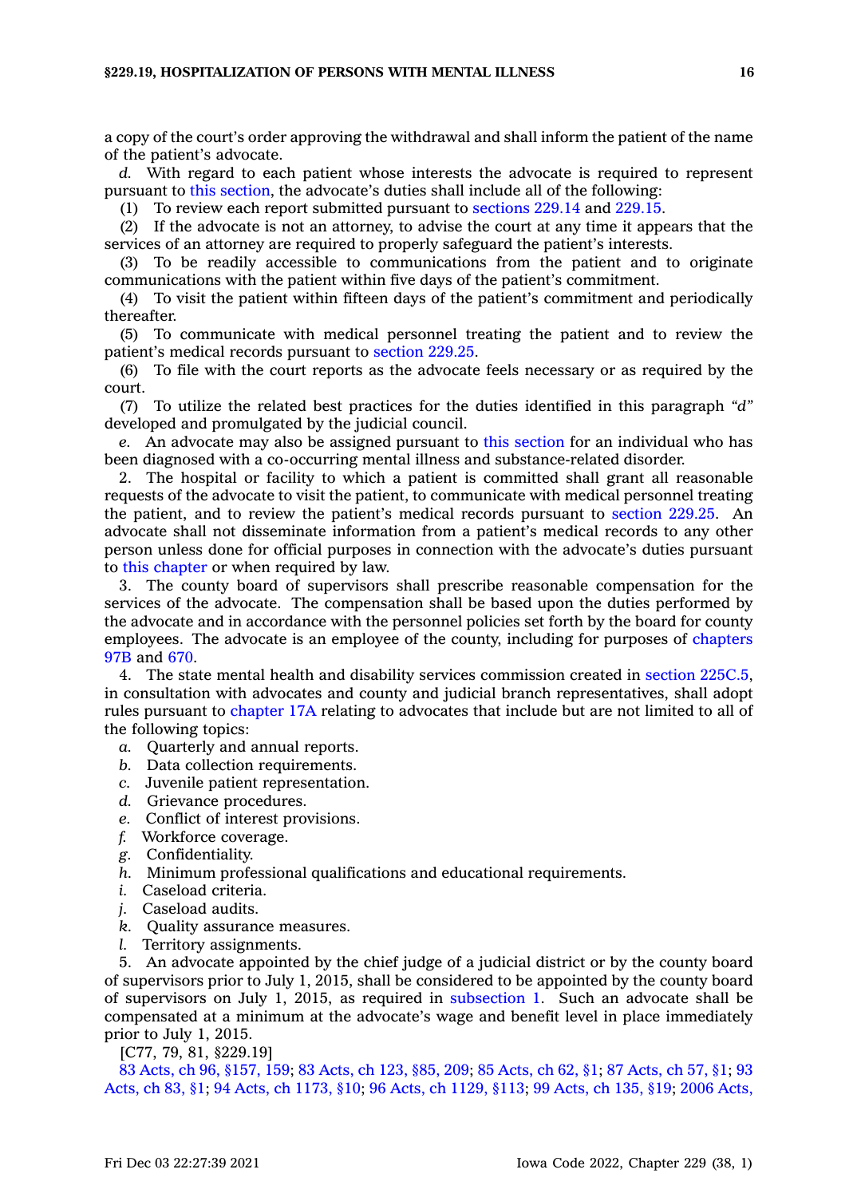a copy of the court's order approving the withdrawal and shall inform the patient of the name of the patient's advocate.

*d.* With regard to each patient whose interests the advocate is required to represent pursuant to this section, the advocate's duties shall include all of the following:

(1) To review each report submitted pursuant to sections 229.14 and 229.15.

(2) If the advocate is not an attorney, to advise the court at any time it appears that the services of an attorney are required to properly safeguard the patient's interests.

(3) To be readily accessible to communications from the patient and to originate communications with the patient within five days of the patient's commitment.

(4) To visit the patient within fifteen days of the patient's commitment and periodically thereafter.

(5) To communicate with medical personnel treating the patient and to review the patient's medical records pursuant to section 229.25.

(6) To file with the court reports as the advocate feels necessary or as required by the court.

(7) To utilize the related best practices for the duties identified in this paragraph *"d"* developed and promulgated by the judicial council.

*e.* An advocate may also be assigned pursuant to this section for an individual who has been diagnosed with a co-occurring mental illness and substance-related disorder.

2. The hospital or facility to which a patient is committed shall grant all reasonable requests of the advocate to visit the patient, to communicate with medical personnel treating the patient, and to review the patient's medical records pursuant to section 229.25. An advocate shall not disseminate information from a patient's medical records to any other person unless done for official purposes in connection with the advocate's duties pursuant to this chapter or when required by law.

3. The county board of supervisors shall prescribe reasonable compensation for the services of the advocate. The compensation shall be based upon the duties performed by the advocate and in accordance with the personnel policies set forth by the board for county employees. The advocate is an employee of the county, including for purposes of chapters 97B and 670.

4. The state mental health and disability services commission created in section 225C.5, in consultation with advocates and county and judicial branch representatives, shall adopt rules pursuant to chapter 17A relating to advocates that include but are not limited to all of the following topics:

*a.* Quarterly and annual reports.
*b.* Data collection requirements.
*c.* Juvenile patient representation.
*d.* Grievance procedures.
*e.* Conflict of interest provisions.
*f.* Workforce coverage.
*g.* Confidentiality.
*h.* Minimum professional qualifications and educational requirements.
*i.* Caseload criteria.
*j.* Caseload audits.
*k.* Quality assurance measures.
*l.* Territory assignments.

5. An advocate appointed by the chief judge of a judicial district or by the county board of supervisors prior to July 1, 2015, shall be considered to be appointed by the county board of supervisors on July 1, 2015, as required in subsection 1. Such an advocate shall be compensated at a minimum at the advocate's wage and benefit level in place immediately prior to July 1, 2015.

[C77, 79, 81, §229.19]

83 Acts, ch 96, §157, 159; 83 Acts, ch 123, §85, 209; 85 Acts, ch 62, §1; 87 Acts, ch 57, §1; 93 Acts, ch 83, §1; 94 Acts, ch 1173, §10; 96 Acts, ch 1129, §113; 99 Acts, ch 135, §19; 2006 Acts,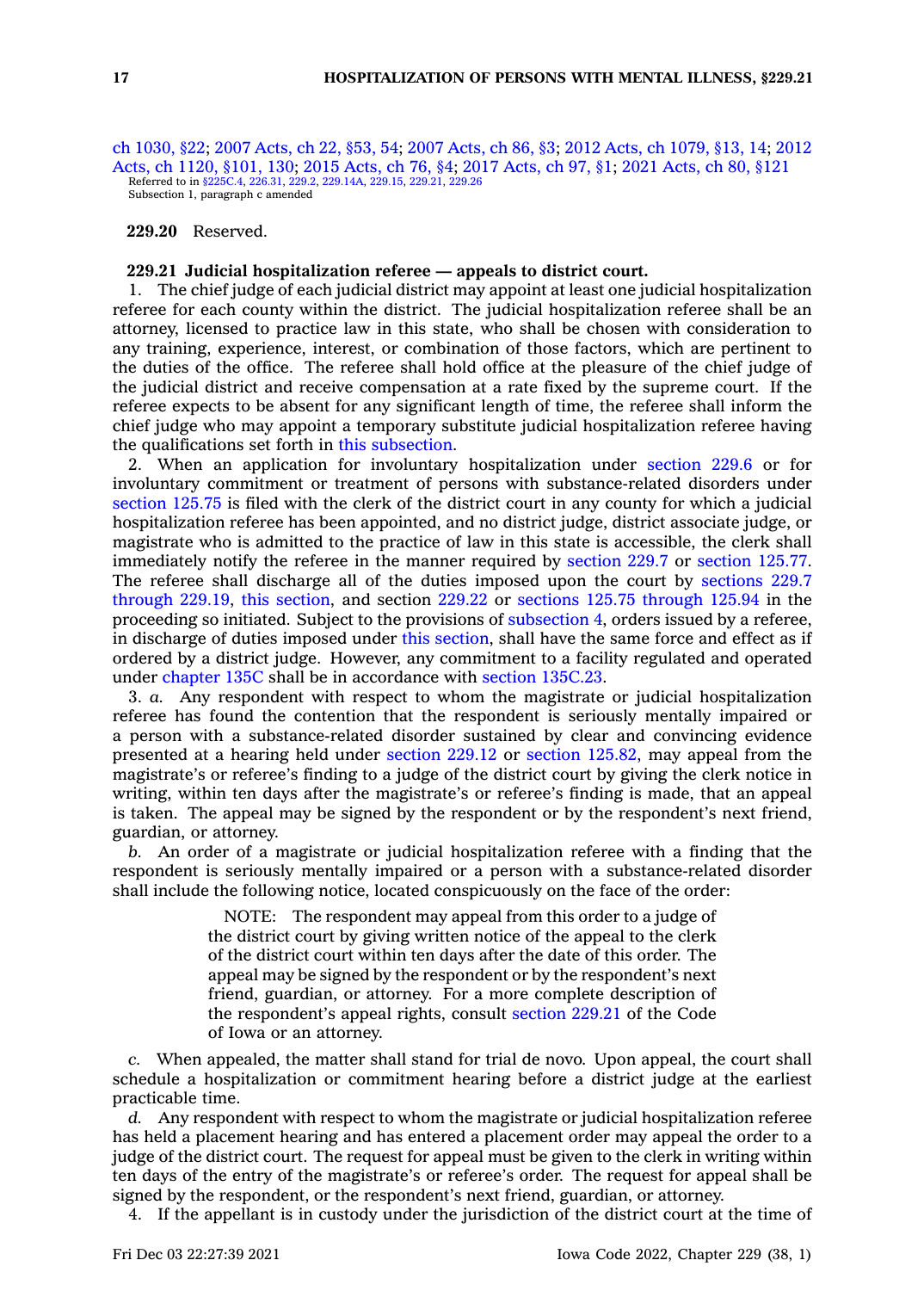ch 1030, §22; 2007 Acts, ch 22, §53, 54; 2007 Acts, ch 86, §3; 2012 Acts, ch 1079, §13, 14; 2012 Acts, ch 1120, §101, 130; 2015 Acts, ch 76, §4; 2017 Acts, ch 97, §1; 2021 Acts, ch 80, §121
Referred to in §225C.4, 226.31, 229.2, 229.14A, 229.15, 229.21, 229.26
Subsection 1, paragraph c amended

**229.20** Reserved.

**229.21 Judicial hospitalization referee — appeals to district court.**

1. The chief judge of each judicial district may appoint at least one judicial hospitalization referee for each county within the district. The judicial hospitalization referee shall be an attorney, licensed to practice law in this state, who shall be chosen with consideration to any training, experience, interest, or combination of those factors, which are pertinent to the duties of the office. The referee shall hold office at the pleasure of the chief judge of the judicial district and receive compensation at a rate fixed by the supreme court. If the referee expects to be absent for any significant length of time, the referee shall inform the chief judge who may appoint a temporary substitute judicial hospitalization referee having the qualifications set forth in this subsection.

2. When an application for involuntary hospitalization under section 229.6 or for involuntary commitment or treatment of persons with substance-related disorders under section 125.75 is filed with the clerk of the district court in any county for which a judicial hospitalization referee has been appointed, and no district judge, district associate judge, or magistrate who is admitted to the practice of law in this state is accessible, the clerk shall immediately notify the referee in the manner required by section 229.7 or section 125.77. The referee shall discharge all of the duties imposed upon the court by sections 229.7 through 229.19, this section, and section 229.22 or sections 125.75 through 125.94 in the proceeding so initiated. Subject to the provisions of subsection 4, orders issued by a referee, in discharge of duties imposed under this section, shall have the same force and effect as if ordered by a district judge. However, any commitment to a facility regulated and operated under chapter 135C shall be in accordance with section 135C.23.

3. *a.* Any respondent with respect to whom the magistrate or judicial hospitalization referee has found the contention that the respondent is seriously mentally impaired or a person with a substance-related disorder sustained by clear and convincing evidence presented at a hearing held under section 229.12 or section 125.82, may appeal from the magistrate's or referee's finding to a judge of the district court by giving the clerk notice in writing, within ten days after the magistrate's or referee's finding is made, that an appeal is taken. The appeal may be signed by the respondent or by the respondent's next friend, guardian, or attorney.

*b.* An order of a magistrate or judicial hospitalization referee with a finding that the respondent is seriously mentally impaired or a person with a substance-related disorder shall include the following notice, located conspicuously on the face of the order:

> NOTE: The respondent may appeal from this order to a judge of the district court by giving written notice of the appeal to the clerk of the district court within ten days after the date of this order. The appeal may be signed by the respondent or by the respondent's next friend, guardian, or attorney. For a more complete description of the respondent's appeal rights, consult section 229.21 of the Code of Iowa or an attorney.

*c.* When appealed, the matter shall stand for trial de novo. Upon appeal, the court shall schedule a hospitalization or commitment hearing before a district judge at the earliest practicable time.

*d.* Any respondent with respect to whom the magistrate or judicial hospitalization referee has held a placement hearing and has entered a placement order may appeal the order to a judge of the district court. The request for appeal must be given to the clerk in writing within ten days of the entry of the magistrate's or referee's order. The request for appeal shall be signed by the respondent, or the respondent's next friend, guardian, or attorney.

4. If the appellant is in custody under the jurisdiction of the district court at the time of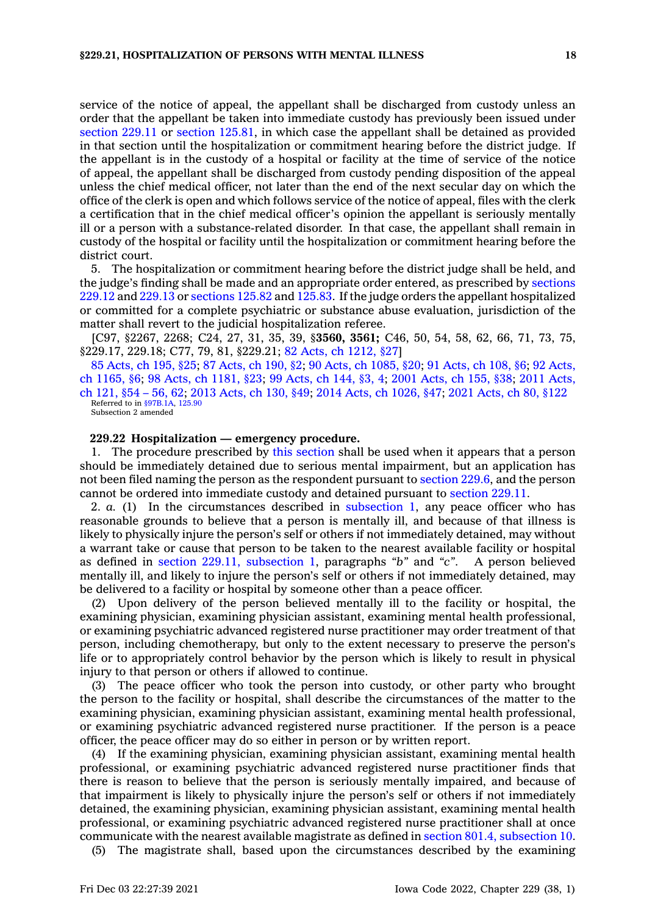service of the notice of appeal, the appellant shall be discharged from custody unless an order that the appellant be taken into immediate custody has previously been issued under section 229.11 or section 125.81, in which case the appellant shall be detained as provided in that section until the hospitalization or commitment hearing before the district judge. If the appellant is in the custody of a hospital or facility at the time of service of the notice of appeal, the appellant shall be discharged from custody pending disposition of the appeal unless the chief medical officer, not later than the end of the next secular day on which the office of the clerk is open and which follows service of the notice of appeal, files with the clerk a certification that in the chief medical officer's opinion the appellant is seriously mentally ill or a person with a substance-related disorder. In that case, the appellant shall remain in custody of the hospital or facility until the hospitalization or commitment hearing before the district court.

5. The hospitalization or commitment hearing before the district judge shall be held, and the judge's finding shall be made and an appropriate order entered, as prescribed by sections 229.12 and 229.13 or sections 125.82 and 125.83. If the judge orders the appellant hospitalized or committed for a complete psychiatric or substance abuse evaluation, jurisdiction of the matter shall revert to the judicial hospitalization referee.

[C97, §2267, 2268; C24, 27, 31, 35, 39, §**3560, 3561;** C46, 50, 54, 58, 62, 66, 71, 73, 75, §229.17, 229.18; C77, 79, 81, §229.21; 82 Acts, ch 1212, §27]

85 Acts, ch 195, §25; 87 Acts, ch 190, §2; 90 Acts, ch 1085, §20; 91 Acts, ch 108, §6; 92 Acts, ch 1165, §6; 98 Acts, ch 1181, §23; 99 Acts, ch 144, §3, 4; 2001 Acts, ch 155, §38; 2011 Acts, ch 121, §54 – 56, 62; 2013 Acts, ch 130, §49; 2014 Acts, ch 1026, §47; 2021 Acts, ch 80, §122

Referred to in §97B.1A, 125.90

Subsection 2 amended

**229.22 Hospitalization — emergency procedure.**

1. The procedure prescribed by this section shall be used when it appears that a person should be immediately detained due to serious mental impairment, but an application has not been filed naming the person as the respondent pursuant to section 229.6, and the person cannot be ordered into immediate custody and detained pursuant to section 229.11.

2. *a.* (1) In the circumstances described in subsection 1, any peace officer who has reasonable grounds to believe that a person is mentally ill, and because of that illness is likely to physically injure the person's self or others if not immediately detained, may without a warrant take or cause that person to be taken to the nearest available facility or hospital as defined in section 229.11, subsection 1, paragraphs *"b"* and *"c"*. A person believed mentally ill, and likely to injure the person's self or others if not immediately detained, may be delivered to a facility or hospital by someone other than a peace officer.

(2) Upon delivery of the person believed mentally ill to the facility or hospital, the examining physician, examining physician assistant, examining mental health professional, or examining psychiatric advanced registered nurse practitioner may order treatment of that person, including chemotherapy, but only to the extent necessary to preserve the person's life or to appropriately control behavior by the person which is likely to result in physical injury to that person or others if allowed to continue.

(3) The peace officer who took the person into custody, or other party who brought the person to the facility or hospital, shall describe the circumstances of the matter to the examining physician, examining physician assistant, examining mental health professional, or examining psychiatric advanced registered nurse practitioner. If the person is a peace officer, the peace officer may do so either in person or by written report.

(4) If the examining physician, examining physician assistant, examining mental health professional, or examining psychiatric advanced registered nurse practitioner finds that there is reason to believe that the person is seriously mentally impaired, and because of that impairment is likely to physically injure the person's self or others if not immediately detained, the examining physician, examining physician assistant, examining mental health professional, or examining psychiatric advanced registered nurse practitioner shall at once communicate with the nearest available magistrate as defined in section 801.4, subsection 10.

(5) The magistrate shall, based upon the circumstances described by the examining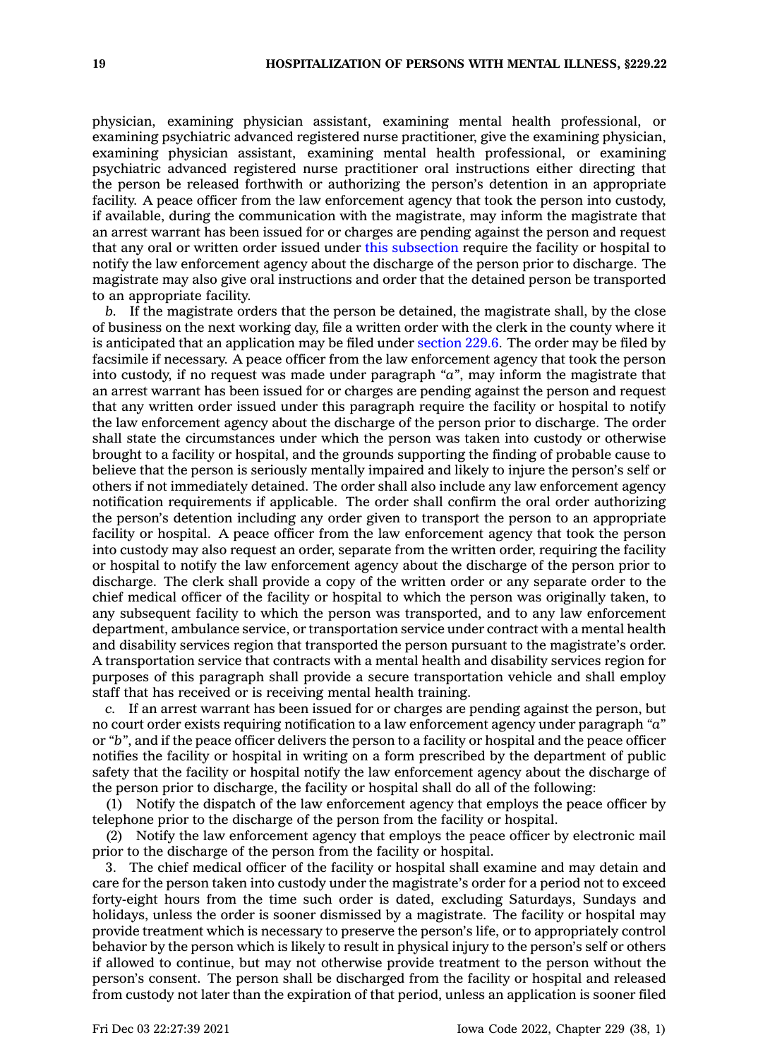physician, examining physician assistant, examining mental health professional, or examining psychiatric advanced registered nurse practitioner, give the examining physician, examining physician assistant, examining mental health professional, or examining psychiatric advanced registered nurse practitioner oral instructions either directing that the person be released forthwith or authorizing the person's detention in an appropriate facility. A peace officer from the law enforcement agency that took the person into custody, if available, during the communication with the magistrate, may inform the magistrate that an arrest warrant has been issued for or charges are pending against the person and request that any oral or written order issued under this subsection require the facility or hospital to notify the law enforcement agency about the discharge of the person prior to discharge. The magistrate may also give oral instructions and order that the detained person be transported to an appropriate facility.

*b.* If the magistrate orders that the person be detained, the magistrate shall, by the close of business on the next working day, file a written order with the clerk in the county where it is anticipated that an application may be filed under section 229.6. The order may be filed by facsimile if necessary. A peace officer from the law enforcement agency that took the person into custody, if no request was made under paragraph "*a*", may inform the magistrate that an arrest warrant has been issued for or charges are pending against the person and request that any written order issued under this paragraph require the facility or hospital to notify the law enforcement agency about the discharge of the person prior to discharge. The order shall state the circumstances under which the person was taken into custody or otherwise brought to a facility or hospital, and the grounds supporting the finding of probable cause to believe that the person is seriously mentally impaired and likely to injure the person's self or others if not immediately detained. The order shall also include any law enforcement agency notification requirements if applicable. The order shall confirm the oral order authorizing the person's detention including any order given to transport the person to an appropriate facility or hospital. A peace officer from the law enforcement agency that took the person into custody may also request an order, separate from the written order, requiring the facility or hospital to notify the law enforcement agency about the discharge of the person prior to discharge. The clerk shall provide a copy of the written order or any separate order to the chief medical officer of the facility or hospital to which the person was originally taken, to any subsequent facility to which the person was transported, and to any law enforcement department, ambulance service, or transportation service under contract with a mental health and disability services region that transported the person pursuant to the magistrate's order. A transportation service that contracts with a mental health and disability services region for purposes of this paragraph shall provide a secure transportation vehicle and shall employ staff that has received or is receiving mental health training.

*c.* If an arrest warrant has been issued for or charges are pending against the person, but no court order exists requiring notification to a law enforcement agency under paragraph "*a*" or "*b*", and if the peace officer delivers the person to a facility or hospital and the peace officer notifies the facility or hospital in writing on a form prescribed by the department of public safety that the facility or hospital notify the law enforcement agency about the discharge of the person prior to discharge, the facility or hospital shall do all of the following:

(1) Notify the dispatch of the law enforcement agency that employs the peace officer by telephone prior to the discharge of the person from the facility or hospital.

(2) Notify the law enforcement agency that employs the peace officer by electronic mail prior to the discharge of the person from the facility or hospital.

3. The chief medical officer of the facility or hospital shall examine and may detain and care for the person taken into custody under the magistrate's order for a period not to exceed forty-eight hours from the time such order is dated, excluding Saturdays, Sundays and holidays, unless the order is sooner dismissed by a magistrate. The facility or hospital may provide treatment which is necessary to preserve the person's life, or to appropriately control behavior by the person which is likely to result in physical injury to the person's self or others if allowed to continue, but may not otherwise provide treatment to the person without the person's consent. The person shall be discharged from the facility or hospital and released from custody not later than the expiration of that period, unless an application is sooner filed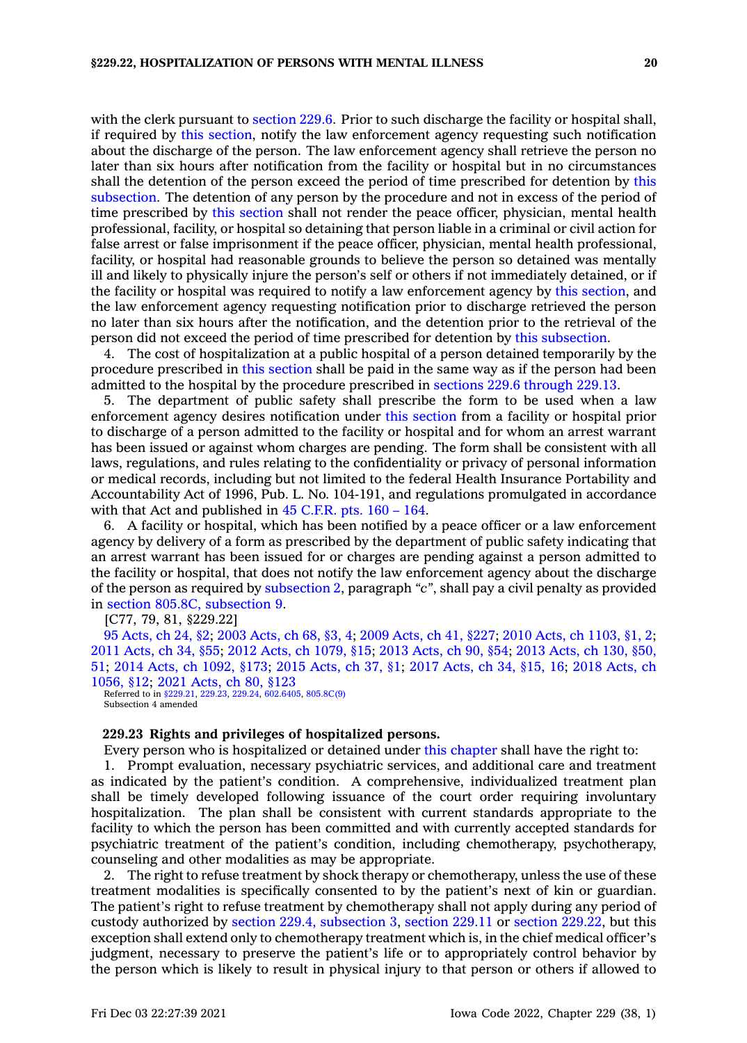with the clerk pursuant to section 229.6. Prior to such discharge the facility or hospital shall, if required by this section, notify the law enforcement agency requesting such notification about the discharge of the person. The law enforcement agency shall retrieve the person no later than six hours after notification from the facility or hospital but in no circumstances shall the detention of the person exceed the period of time prescribed for detention by this subsection. The detention of any person by the procedure and not in excess of the period of time prescribed by this section shall not render the peace officer, physician, mental health professional, facility, or hospital so detaining that person liable in a criminal or civil action for false arrest or false imprisonment if the peace officer, physician, mental health professional, facility, or hospital had reasonable grounds to believe the person so detained was mentally ill and likely to physically injure the person's self or others if not immediately detained, or if the facility or hospital was required to notify a law enforcement agency by this section, and the law enforcement agency requesting notification prior to discharge retrieved the person no later than six hours after the notification, and the detention prior to the retrieval of the person did not exceed the period of time prescribed for detention by this subsection.

4. The cost of hospitalization at a public hospital of a person detained temporarily by the procedure prescribed in this section shall be paid in the same way as if the person had been admitted to the hospital by the procedure prescribed in sections 229.6 through 229.13.

5. The department of public safety shall prescribe the form to be used when a law enforcement agency desires notification under this section from a facility or hospital prior to discharge of a person admitted to the facility or hospital and for whom an arrest warrant has been issued or against whom charges are pending. The form shall be consistent with all laws, regulations, and rules relating to the confidentiality or privacy of personal information or medical records, including but not limited to the federal Health Insurance Portability and Accountability Act of 1996, Pub. L. No. 104-191, and regulations promulgated in accordance with that Act and published in 45 C.F.R. pts. 160 – 164.

6. A facility or hospital, which has been notified by a peace officer or a law enforcement agency by delivery of a form as prescribed by the department of public safety indicating that an arrest warrant has been issued for or charges are pending against a person admitted to the facility or hospital, that does not notify the law enforcement agency about the discharge of the person as required by subsection 2, paragraph *"c"*, shall pay a civil penalty as provided in section 805.8C, subsection 9.

[C77, 79, 81, §229.22]

95 Acts, ch 24, §2; 2003 Acts, ch 68, §3, 4; 2009 Acts, ch 41, §227; 2010 Acts, ch 1103, §1, 2; 2011 Acts, ch 34, §55; 2012 Acts, ch 1079, §15; 2013 Acts, ch 90, §54; 2013 Acts, ch 130, §50, 51; 2014 Acts, ch 1092, §173; 2015 Acts, ch 37, §1; 2017 Acts, ch 34, §15, 16; 2018 Acts, ch 1056, §12; 2021 Acts, ch 80, §123

Referred to in §229.21, 229.23, 229.24, 602.6405, 805.8C(9)
Subsection 4 amended

**229.23 Rights and privileges of hospitalized persons.**

Every person who is hospitalized or detained under this chapter shall have the right to:

1. Prompt evaluation, necessary psychiatric services, and additional care and treatment as indicated by the patient's condition. A comprehensive, individualized treatment plan shall be timely developed following issuance of the court order requiring involuntary hospitalization. The plan shall be consistent with current standards appropriate to the facility to which the person has been committed and with currently accepted standards for psychiatric treatment of the patient's condition, including chemotherapy, psychotherapy, counseling and other modalities as may be appropriate.

2. The right to refuse treatment by shock therapy or chemotherapy, unless the use of these treatment modalities is specifically consented to by the patient's next of kin or guardian. The patient's right to refuse treatment by chemotherapy shall not apply during any period of custody authorized by section 229.4, subsection 3, section 229.11 or section 229.22, but this exception shall extend only to chemotherapy treatment which is, in the chief medical officer's judgment, necessary to preserve the patient's life or to appropriately control behavior by the person which is likely to result in physical injury to that person or others if allowed to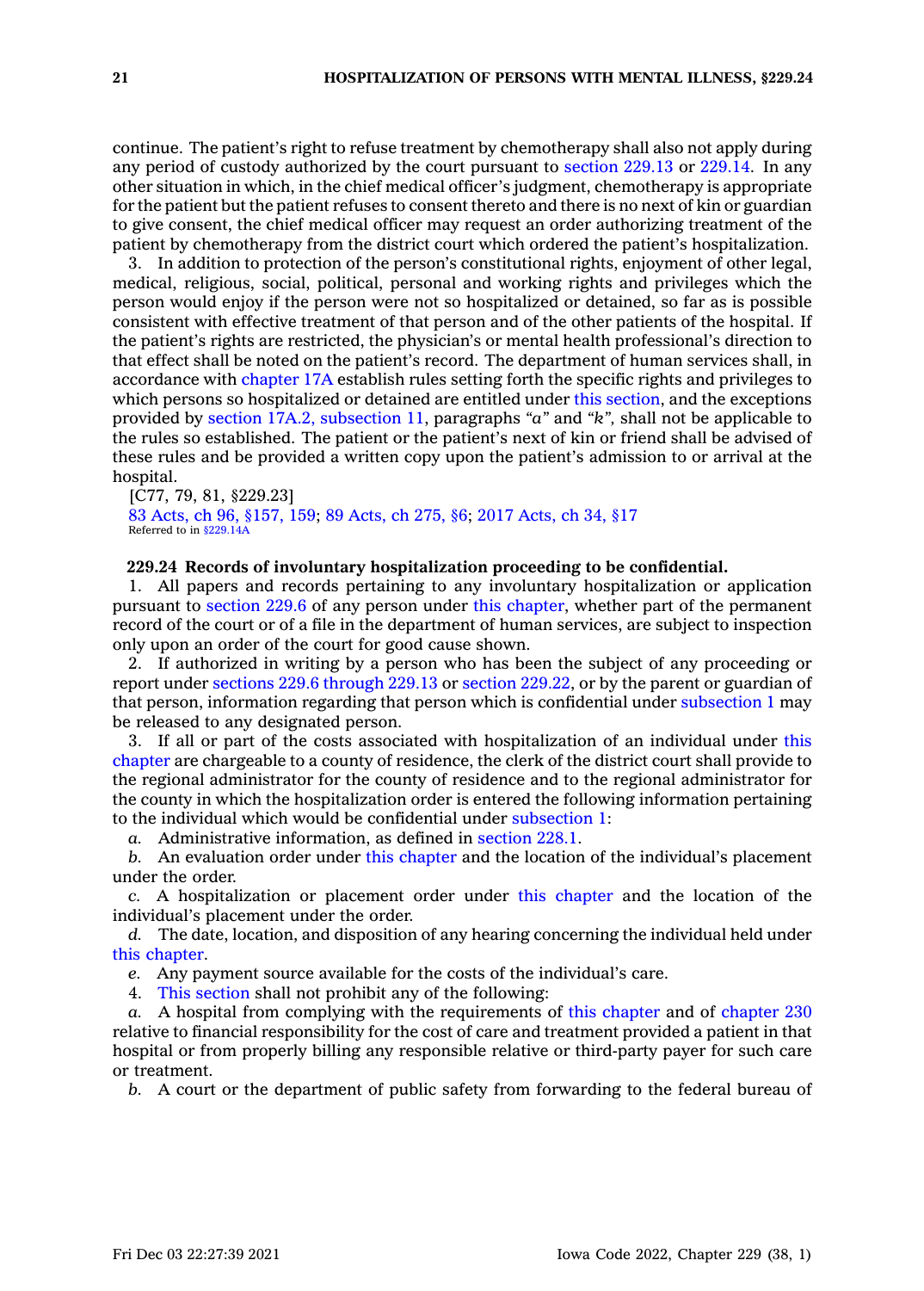continue. The patient's right to refuse treatment by chemotherapy shall also not apply during any period of custody authorized by the court pursuant to section 229.13 or 229.14. In any other situation in which, in the chief medical officer's judgment, chemotherapy is appropriate for the patient but the patient refuses to consent thereto and there is no next of kin or guardian to give consent, the chief medical officer may request an order authorizing treatment of the patient by chemotherapy from the district court which ordered the patient's hospitalization.

3. In addition to protection of the person's constitutional rights, enjoyment of other legal, medical, religious, social, political, personal and working rights and privileges which the person would enjoy if the person were not so hospitalized or detained, so far as is possible consistent with effective treatment of that person and of the other patients of the hospital. If the patient's rights are restricted, the physician's or mental health professional's direction to that effect shall be noted on the patient's record. The department of human services shall, in accordance with chapter 17A establish rules setting forth the specific rights and privileges to which persons so hospitalized or detained are entitled under this section, and the exceptions provided by section 17A.2, subsection 11, paragraphs *"a"* and *"k"*, shall not be applicable to the rules so established. The patient or the patient's next of kin or friend shall be advised of these rules and be provided a written copy upon the patient's admission to or arrival at the hospital.

[C77, 79, 81, §229.23]
83 Acts, ch 96, §157, 159; 89 Acts, ch 275, §6; 2017 Acts, ch 34, §17
Referred to in §229.14A

**229.24 Records of involuntary hospitalization proceeding to be confidential.**

1. All papers and records pertaining to any involuntary hospitalization or application pursuant to section 229.6 of any person under this chapter, whether part of the permanent record of the court or of a file in the department of human services, are subject to inspection only upon an order of the court for good cause shown.

2. If authorized in writing by a person who has been the subject of any proceeding or report under sections 229.6 through 229.13 or section 229.22, or by the parent or guardian of that person, information regarding that person which is confidential under subsection 1 may be released to any designated person.

3. If all or part of the costs associated with hospitalization of an individual under this chapter are chargeable to a county of residence, the clerk of the district court shall provide to the regional administrator for the county of residence and to the regional administrator for the county in which the hospitalization order is entered the following information pertaining to the individual which would be confidential under subsection 1:

*a.* Administrative information, as defined in section 228.1.

*b.* An evaluation order under this chapter and the location of the individual's placement under the order.

*c.* A hospitalization or placement order under this chapter and the location of the individual's placement under the order.

*d.* The date, location, and disposition of any hearing concerning the individual held under this chapter.

*e.* Any payment source available for the costs of the individual's care.

4. This section shall not prohibit any of the following:

*a.* A hospital from complying with the requirements of this chapter and of chapter 230 relative to financial responsibility for the cost of care and treatment provided a patient in that hospital or from properly billing any responsible relative or third-party payer for such care or treatment.

*b.* A court or the department of public safety from forwarding to the federal bureau of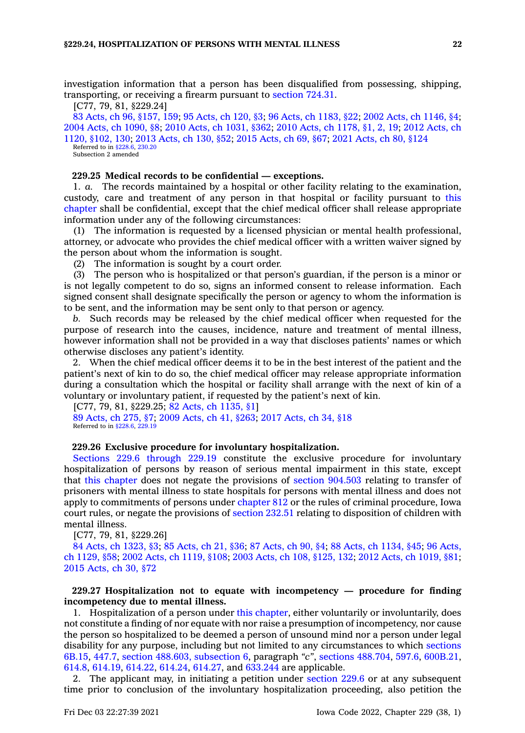investigation information that a person has been disqualified from possessing, shipping, transporting, or receiving a firearm pursuant to section 724.31.

[C77, 79, 81, §229.24]

83 Acts, ch 96, §157, 159; 95 Acts, ch 120, §3; 96 Acts, ch 1183, §22; 2002 Acts, ch 1146, §4; 2004 Acts, ch 1090, §8; 2010 Acts, ch 1031, §362; 2010 Acts, ch 1178, §1, 2, 19; 2012 Acts, ch 1120, §102, 130; 2013 Acts, ch 130, §52; 2015 Acts, ch 69, §67; 2021 Acts, ch 80, §124

Referred to in §228.6, 230.20

Subsection 2 amended

**229.25 Medical records to be confidential — exceptions.**

1. *a.* The records maintained by a hospital or other facility relating to the examination, custody, care and treatment of any person in that hospital or facility pursuant to this chapter shall be confidential, except that the chief medical officer shall release appropriate information under any of the following circumstances:

(1) The information is requested by a licensed physician or mental health professional, attorney, or advocate who provides the chief medical officer with a written waiver signed by the person about whom the information is sought.

(2) The information is sought by a court order.

(3) The person who is hospitalized or that person's guardian, if the person is a minor or is not legally competent to do so, signs an informed consent to release information. Each signed consent shall designate specifically the person or agency to whom the information is to be sent, and the information may be sent only to that person or agency.

*b.* Such records may be released by the chief medical officer when requested for the purpose of research into the causes, incidence, nature and treatment of mental illness, however information shall not be provided in a way that discloses patients' names or which otherwise discloses any patient's identity.

2. When the chief medical officer deems it to be in the best interest of the patient and the patient's next of kin to do so, the chief medical officer may release appropriate information during a consultation which the hospital or facility shall arrange with the next of kin of a voluntary or involuntary patient, if requested by the patient's next of kin.

[C77, 79, 81, §229.25; 82 Acts, ch 1135, §1]

89 Acts, ch 275, §7; 2009 Acts, ch 41, §263; 2017 Acts, ch 34, §18

Referred to in §228.6, 229.19

**229.26 Exclusive procedure for involuntary hospitalization.**

Sections 229.6 through 229.19 constitute the exclusive procedure for involuntary hospitalization of persons by reason of serious mental impairment in this state, except that this chapter does not negate the provisions of section 904.503 relating to transfer of prisoners with mental illness to state hospitals for persons with mental illness and does not apply to commitments of persons under chapter 812 or the rules of criminal procedure, Iowa court rules, or negate the provisions of section 232.51 relating to disposition of children with mental illness.

[C77, 79, 81, §229.26]

84 Acts, ch 1323, §3; 85 Acts, ch 21, §36; 87 Acts, ch 90, §4; 88 Acts, ch 1134, §45; 96 Acts, ch 1129, §58; 2002 Acts, ch 1119, §108; 2003 Acts, ch 108, §125, 132; 2012 Acts, ch 1019, §81; 2015 Acts, ch 30, §72

**229.27 Hospitalization not to equate with incompetency — procedure for finding incompetency due to mental illness.**

1. Hospitalization of a person under this chapter, either voluntarily or involuntarily, does not constitute a finding of nor equate with nor raise a presumption of incompetency, nor cause the person so hospitalized to be deemed a person of unsound mind nor a person under legal disability for any purpose, including but not limited to any circumstances to which sections 6B.15, 447.7, section 488.603, subsection 6, paragraph "c", sections 488.704, 597.6, 600B.21, 614.8, 614.19, 614.22, 614.24, 614.27, and 633.244 are applicable.

2. The applicant may, in initiating a petition under section 229.6 or at any subsequent time prior to conclusion of the involuntary hospitalization proceeding, also petition the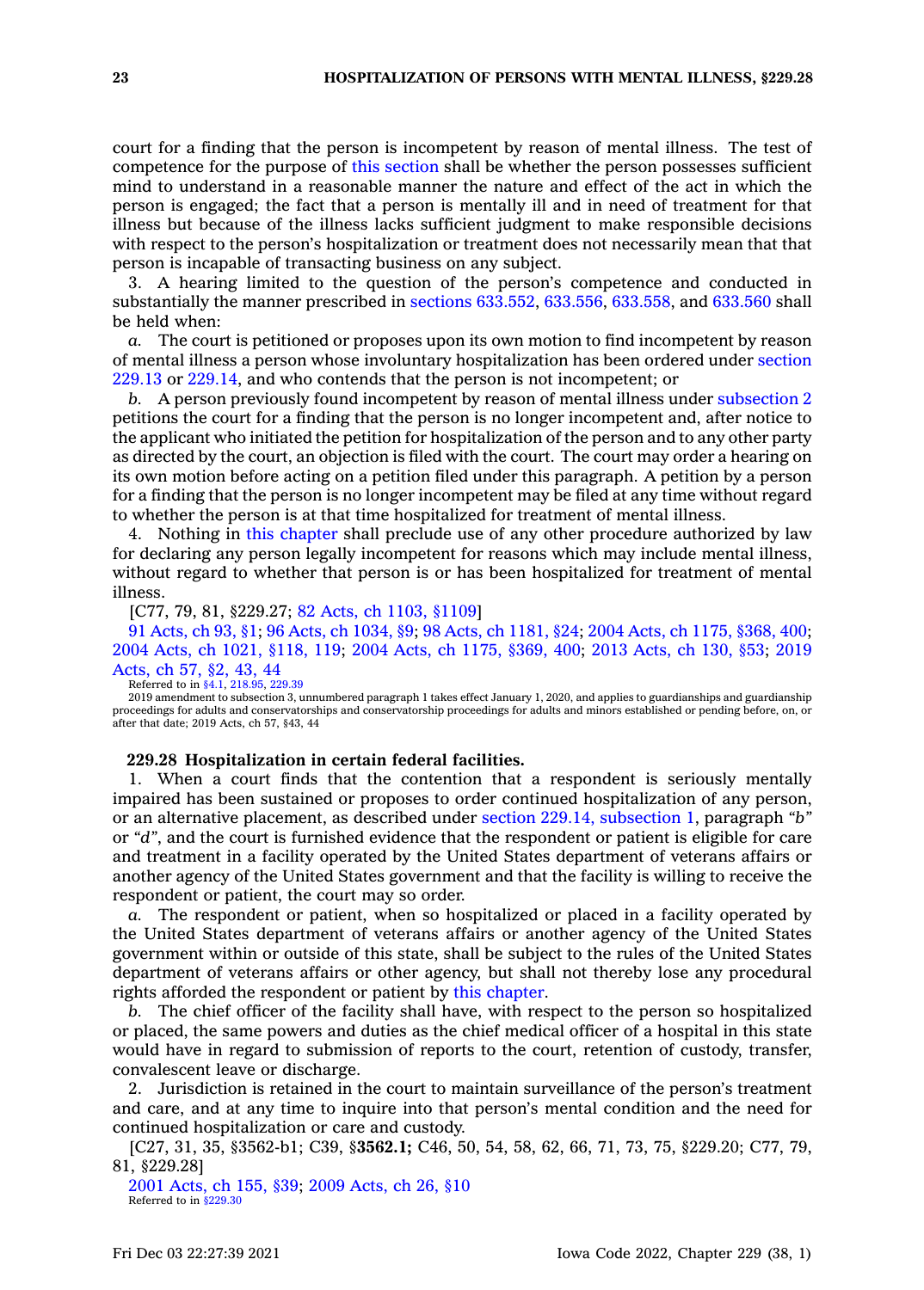court for a finding that the person is incompetent by reason of mental illness. The test of competence for the purpose of this section shall be whether the person possesses sufficient mind to understand in a reasonable manner the nature and effect of the act in which the person is engaged; the fact that a person is mentally ill and in need of treatment for that illness but because of the illness lacks sufficient judgment to make responsible decisions with respect to the person's hospitalization or treatment does not necessarily mean that that person is incapable of transacting business on any subject.

3. A hearing limited to the question of the person's competence and conducted in substantially the manner prescribed in sections 633.552, 633.556, 633.558, and 633.560 shall be held when:

*a.* The court is petitioned or proposes upon its own motion to find incompetent by reason of mental illness a person whose involuntary hospitalization has been ordered under section 229.13 or 229.14, and who contends that the person is not incompetent; or

*b.* A person previously found incompetent by reason of mental illness under subsection 2 petitions the court for a finding that the person is no longer incompetent and, after notice to the applicant who initiated the petition for hospitalization of the person and to any other party as directed by the court, an objection is filed with the court. The court may order a hearing on its own motion before acting on a petition filed under this paragraph. A petition by a person for a finding that the person is no longer incompetent may be filed at any time without regard to whether the person is at that time hospitalized for treatment of mental illness.

4. Nothing in this chapter shall preclude use of any other procedure authorized by law for declaring any person legally incompetent for reasons which may include mental illness, without regard to whether that person is or has been hospitalized for treatment of mental illness.

[C77, 79, 81, §229.27; 82 Acts, ch 1103, §1109]

91 Acts, ch 93, §1; 96 Acts, ch 1034, §9; 98 Acts, ch 1181, §24; 2004 Acts, ch 1175, §368, 400; 2004 Acts, ch 1021, §118, 119; 2004 Acts, ch 1175, §369, 400; 2013 Acts, ch 130, §53; 2019 Acts, ch 57, §2, 43, 44

Referred to in §4.1, 218.95, 229.39

2019 amendment to subsection 3, unnumbered paragraph 1 takes effect January 1, 2020, and applies to guardianships and guardianship proceedings for adults and conservatorships and conservatorship proceedings for adults and minors established or pending before, on, or after that date; 2019 Acts, ch 57, §43, 44

**229.28 Hospitalization in certain federal facilities.**

1. When a court finds that the contention that a respondent is seriously mentally impaired has been sustained or proposes to order continued hospitalization of any person, or an alternative placement, as described under section 229.14, subsection 1, paragraph *"b"* or *"d"*, and the court is furnished evidence that the respondent or patient is eligible for care and treatment in a facility operated by the United States department of veterans affairs or another agency of the United States government and that the facility is willing to receive the respondent or patient, the court may so order.

*a.* The respondent or patient, when so hospitalized or placed in a facility operated by the United States department of veterans affairs or another agency of the United States government within or outside of this state, shall be subject to the rules of the United States department of veterans affairs or other agency, but shall not thereby lose any procedural rights afforded the respondent or patient by this chapter.

*b.* The chief officer of the facility shall have, with respect to the person so hospitalized or placed, the same powers and duties as the chief medical officer of a hospital in this state would have in regard to submission of reports to the court, retention of custody, transfer, convalescent leave or discharge.

2. Jurisdiction is retained in the court to maintain surveillance of the person's treatment and care, and at any time to inquire into that person's mental condition and the need for continued hospitalization or care and custody.

[C27, 31, 35, §3562-b1; C39, §**3562.1;** C46, 50, 54, 58, 62, 66, 71, 73, 75, §229.20; C77, 79, 81, §229.28]

2001 Acts, ch 155, §39; 2009 Acts, ch 26, §10

Referred to in §229.30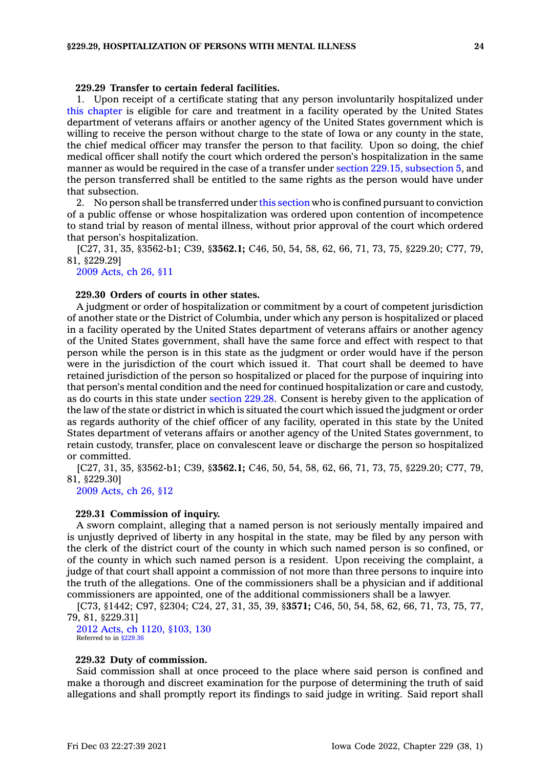**229.29 Transfer to certain federal facilities.**

1. Upon receipt of a certificate stating that any person involuntarily hospitalized under this chapter is eligible for care and treatment in a facility operated by the United States department of veterans affairs or another agency of the United States government which is willing to receive the person without charge to the state of Iowa or any county in the state, the chief medical officer may transfer the person to that facility. Upon so doing, the chief medical officer shall notify the court which ordered the person's hospitalization in the same manner as would be required in the case of a transfer under section 229.15, subsection 5, and the person transferred shall be entitled to the same rights as the person would have under that subsection.

2. No person shall be transferred under this section who is confined pursuant to conviction of a public offense or whose hospitalization was ordered upon contention of incompetence to stand trial by reason of mental illness, without prior approval of the court which ordered that person's hospitalization.

[C27, 31, 35, §3562-b1; C39, §**3562.1;** C46, 50, 54, 58, 62, 66, 71, 73, 75, §229.20; C77, 79, 81, §229.29]

2009 Acts, ch 26, §11

**229.30 Orders of courts in other states.**

A judgment or order of hospitalization or commitment by a court of competent jurisdiction of another state or the District of Columbia, under which any person is hospitalized or placed in a facility operated by the United States department of veterans affairs or another agency of the United States government, shall have the same force and effect with respect to that person while the person is in this state as the judgment or order would have if the person were in the jurisdiction of the court which issued it. That court shall be deemed to have retained jurisdiction of the person so hospitalized or placed for the purpose of inquiring into that person's mental condition and the need for continued hospitalization or care and custody, as do courts in this state under section 229.28. Consent is hereby given to the application of the law of the state or district in which is situated the court which issued the judgment or order as regards authority of the chief officer of any facility, operated in this state by the United States department of veterans affairs or another agency of the United States government, to retain custody, transfer, place on convalescent leave or discharge the person so hospitalized or committed.

[C27, 31, 35, §3562-b1; C39, §**3562.1;** C46, 50, 54, 58, 62, 66, 71, 73, 75, §229.20; C77, 79, 81, §229.30]

2009 Acts, ch 26, §12

**229.31 Commission of inquiry.**

A sworn complaint, alleging that a named person is not seriously mentally impaired and is unjustly deprived of liberty in any hospital in the state, may be filed by any person with the clerk of the district court of the county in which such named person is so confined, or of the county in which such named person is a resident. Upon receiving the complaint, a judge of that court shall appoint a commission of not more than three persons to inquire into the truth of the allegations. One of the commissioners shall be a physician and if additional commissioners are appointed, one of the additional commissioners shall be a lawyer.

[C73, §1442; C97, §2304; C24, 27, 31, 35, 39, §**3571;** C46, 50, 54, 58, 62, 66, 71, 73, 75, 77, 79, 81, §229.31]

2012 Acts, ch 1120, §103, 130

Referred to in §229.36

**229.32 Duty of commission.**

Said commission shall at once proceed to the place where said person is confined and make a thorough and discreet examination for the purpose of determining the truth of said allegations and shall promptly report its findings to said judge in writing. Said report shall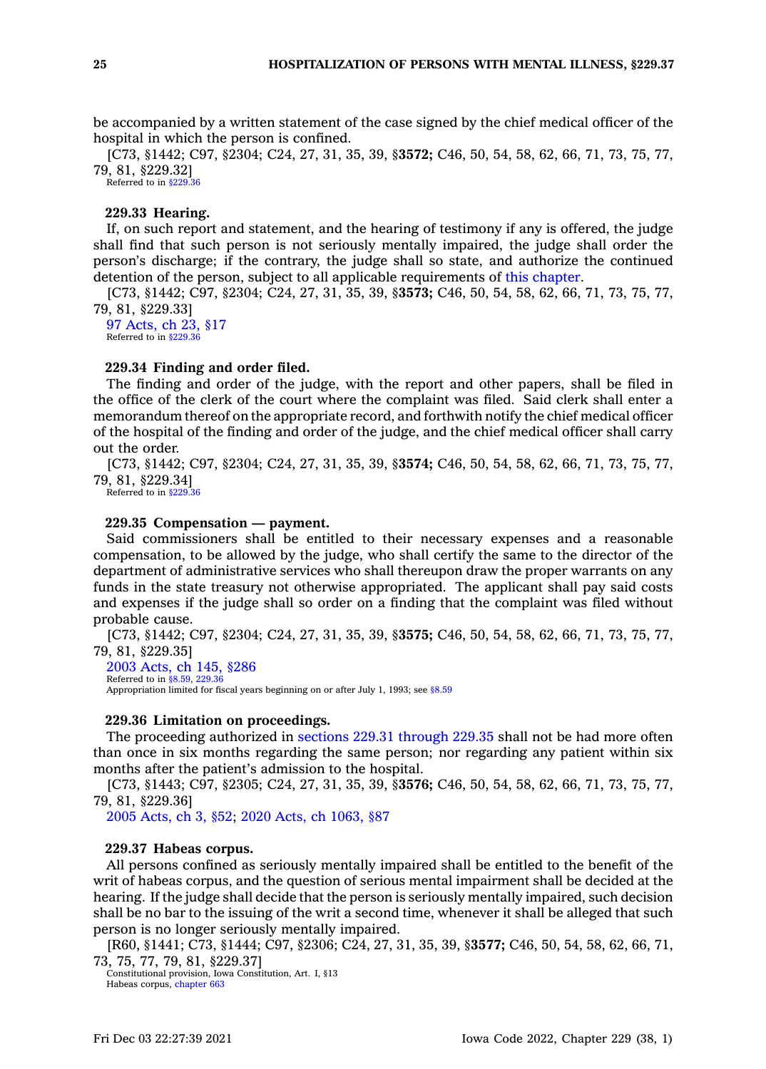be accompanied by a written statement of the case signed by the chief medical officer of the hospital in which the person is confined.

[C73, §1442; C97, §2304; C24, 27, 31, 35, 39, §**3572;** C46, 50, 54, 58, 62, 66, 71, 73, 75, 77, 79, 81, §229.32]

Referred to in §229.36

### 229.33 Hearing.

If, on such report and statement, and the hearing of testimony if any is offered, the judge shall find that such person is not seriously mentally impaired, the judge shall order the person's discharge; if the contrary, the judge shall so state, and authorize the continued detention of the person, subject to all applicable requirements of this chapter.

[C73, §1442; C97, §2304; C24, 27, 31, 35, 39, §**3573;** C46, 50, 54, 58, 62, 66, 71, 73, 75, 77, 79, 81, §229.33]

97 Acts, ch 23, §17

Referred to in §229.36

### 229.34 Finding and order filed.

The finding and order of the judge, with the report and other papers, shall be filed in the office of the clerk of the court where the complaint was filed. Said clerk shall enter a memorandum thereof on the appropriate record, and forthwith notify the chief medical officer of the hospital of the finding and order of the judge, and the chief medical officer shall carry out the order.

[C73, §1442; C97, §2304; C24, 27, 31, 35, 39, §**3574;** C46, 50, 54, 58, 62, 66, 71, 73, 75, 77, 79, 81, §229.34]

Referred to in §229.36

### 229.35 Compensation — payment.

Said commissioners shall be entitled to their necessary expenses and a reasonable compensation, to be allowed by the judge, who shall certify the same to the director of the department of administrative services who shall thereupon draw the proper warrants on any funds in the state treasury not otherwise appropriated. The applicant shall pay said costs and expenses if the judge shall so order on a finding that the complaint was filed without probable cause.

[C73, §1442; C97, §2304; C24, 27, 31, 35, 39, §**3575;** C46, 50, 54, 58, 62, 66, 71, 73, 75, 77, 79, 81, §229.35]

2003 Acts, ch 145, §286

Referred to in §8.59, 229.36

Appropriation limited for fiscal years beginning on or after July 1, 1993; see §8.59

### 229.36 Limitation on proceedings.

The proceeding authorized in sections 229.31 through 229.35 shall not be had more often than once in six months regarding the same person; nor regarding any patient within six months after the patient's admission to the hospital.

[C73, §1443; C97, §2305; C24, 27, 31, 35, 39, §**3576;** C46, 50, 54, 58, 62, 66, 71, 73, 75, 77, 79, 81, §229.36]

2005 Acts, ch 3, §52; 2020 Acts, ch 1063, §87

### 229.37 Habeas corpus.

All persons confined as seriously mentally impaired shall be entitled to the benefit of the writ of habeas corpus, and the question of serious mental impairment shall be decided at the hearing. If the judge shall decide that the person is seriously mentally impaired, such decision shall be no bar to the issuing of the writ a second time, whenever it shall be alleged that such person is no longer seriously mentally impaired.

[R60, §1441; C73, §1444; C97, §2306; C24, 27, 31, 35, 39, §**3577;** C46, 50, 54, 58, 62, 66, 71, 73, 75, 77, 79, 81, §229.37]

Constitutional provision, Iowa Constitution, Art. I, §13

Habeas corpus, chapter 663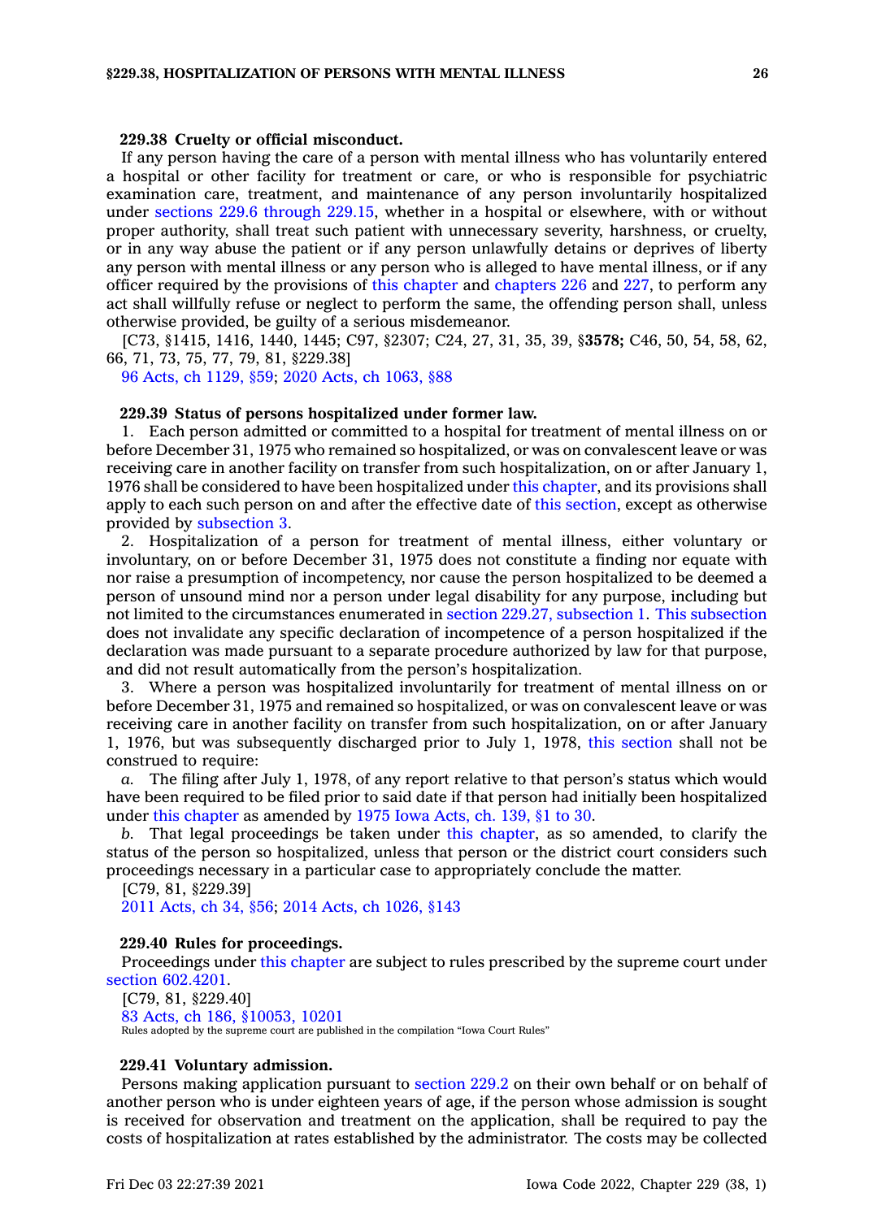**229.38 Cruelty or official misconduct.**

If any person having the care of a person with mental illness who has voluntarily entered a hospital or other facility for treatment or care, or who is responsible for psychiatric examination care, treatment, and maintenance of any person involuntarily hospitalized under sections 229.6 through 229.15, whether in a hospital or elsewhere, with or without proper authority, shall treat such patient with unnecessary severity, harshness, or cruelty, or in any way abuse the patient or if any person unlawfully detains or deprives of liberty any person with mental illness or any person who is alleged to have mental illness, or if any officer required by the provisions of this chapter and chapters 226 and 227, to perform any act shall willfully refuse or neglect to perform the same, the offending person shall, unless otherwise provided, be guilty of a serious misdemeanor.

[C73, §1415, 1416, 1440, 1445; C97, §2307; C24, 27, 31, 35, 39, §**3578;** C46, 50, 54, 58, 62, 66, 71, 73, 75, 77, 79, 81, §229.38]

96 Acts, ch 1129, §59; 2020 Acts, ch 1063, §88

**229.39 Status of persons hospitalized under former law.**

1. Each person admitted or committed to a hospital for treatment of mental illness on or before December 31, 1975 who remained so hospitalized, or was on convalescent leave or was receiving care in another facility on transfer from such hospitalization, on or after January 1, 1976 shall be considered to have been hospitalized under this chapter, and its provisions shall apply to each such person on and after the effective date of this section, except as otherwise provided by subsection 3.

2. Hospitalization of a person for treatment of mental illness, either voluntary or involuntary, on or before December 31, 1975 does not constitute a finding nor equate with nor raise a presumption of incompetency, nor cause the person hospitalized to be deemed a person of unsound mind nor a person under legal disability for any purpose, including but not limited to the circumstances enumerated in section 229.27, subsection 1. This subsection does not invalidate any specific declaration of incompetence of a person hospitalized if the declaration was made pursuant to a separate procedure authorized by law for that purpose, and did not result automatically from the person's hospitalization.

3. Where a person was hospitalized involuntarily for treatment of mental illness on or before December 31, 1975 and remained so hospitalized, or was on convalescent leave or was receiving care in another facility on transfer from such hospitalization, on or after January 1, 1976, but was subsequently discharged prior to July 1, 1978, this section shall not be construed to require:

*a.* The filing after July 1, 1978, of any report relative to that person's status which would have been required to be filed prior to said date if that person had initially been hospitalized under this chapter as amended by 1975 Iowa Acts, ch. 139, §1 to 30.

*b.* That legal proceedings be taken under this chapter, as so amended, to clarify the status of the person so hospitalized, unless that person or the district court considers such proceedings necessary in a particular case to appropriately conclude the matter.

[C79, 81, §229.39]

2011 Acts, ch 34, §56; 2014 Acts, ch 1026, §143

**229.40 Rules for proceedings.**

Proceedings under this chapter are subject to rules prescribed by the supreme court under section 602.4201.

[C79, 81, §229.40]

83 Acts, ch 186, §10053, 10201

Rules adopted by the supreme court are published in the compilation "Iowa Court Rules"

**229.41 Voluntary admission.**

Persons making application pursuant to section 229.2 on their own behalf or on behalf of another person who is under eighteen years of age, if the person whose admission is sought is received for observation and treatment on the application, shall be required to pay the costs of hospitalization at rates established by the administrator. The costs may be collected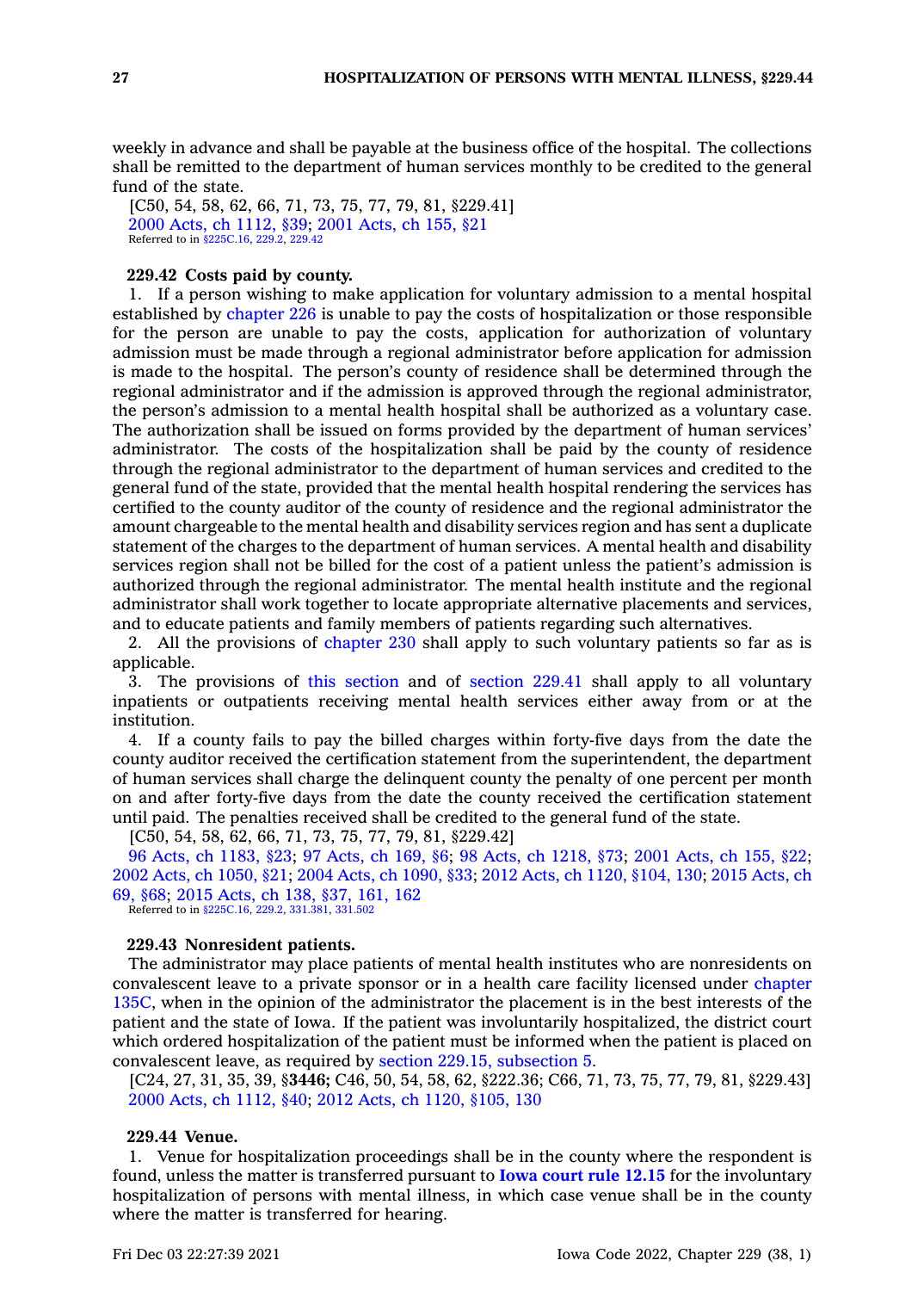weekly in advance and shall be payable at the business office of the hospital. The collections shall be remitted to the department of human services monthly to be credited to the general fund of the state.

[C50, 54, 58, 62, 66, 71, 73, 75, 77, 79, 81, §229.41]

2000 Acts, ch 1112, §39; 2001 Acts, ch 155, §21

Referred to in §225C.16, 229.2, 229.42

**229.42 Costs paid by county.**

1. If a person wishing to make application for voluntary admission to a mental hospital established by chapter 226 is unable to pay the costs of hospitalization or those responsible for the person are unable to pay the costs, application for authorization of voluntary admission must be made through a regional administrator before application for admission is made to the hospital. The person's county of residence shall be determined through the regional administrator and if the admission is approved through the regional administrator, the person's admission to a mental health hospital shall be authorized as a voluntary case. The authorization shall be issued on forms provided by the department of human services' administrator. The costs of the hospitalization shall be paid by the county of residence through the regional administrator to the department of human services and credited to the general fund of the state, provided that the mental health hospital rendering the services has certified to the county auditor of the county of residence and the regional administrator the amount chargeable to the mental health and disability services region and has sent a duplicate statement of the charges to the department of human services. A mental health and disability services region shall not be billed for the cost of a patient unless the patient's admission is authorized through the regional administrator. The mental health institute and the regional administrator shall work together to locate appropriate alternative placements and services, and to educate patients and family members of patients regarding such alternatives.

2. All the provisions of chapter 230 shall apply to such voluntary patients so far as is applicable.

3. The provisions of this section and of section 229.41 shall apply to all voluntary inpatients or outpatients receiving mental health services either away from or at the institution.

4. If a county fails to pay the billed charges within forty-five days from the date the county auditor received the certification statement from the superintendent, the department of human services shall charge the delinquent county the penalty of one percent per month on and after forty-five days from the date the county received the certification statement until paid. The penalties received shall be credited to the general fund of the state.

[C50, 54, 58, 62, 66, 71, 73, 75, 77, 79, 81, §229.42]

96 Acts, ch 1183, §23; 97 Acts, ch 169, §6; 98 Acts, ch 1218, §73; 2001 Acts, ch 155, §22; 2002 Acts, ch 1050, §21; 2004 Acts, ch 1090, §33; 2012 Acts, ch 1120, §104, 130; 2015 Acts, ch 69, §68; 2015 Acts, ch 138, §37, 161, 162

Referred to in §225C.16, 229.2, 331.381, 331.502

**229.43 Nonresident patients.**

The administrator may place patients of mental health institutes who are nonresidents on convalescent leave to a private sponsor or in a health care facility licensed under chapter 135C, when in the opinion of the administrator the placement is in the best interests of the patient and the state of Iowa. If the patient was involuntarily hospitalized, the district court which ordered hospitalization of the patient must be informed when the patient is placed on convalescent leave, as required by section 229.15, subsection 5.

[C24, 27, 31, 35, 39, §**3446;** C46, 50, 54, 58, 62, §222.36; C66, 71, 73, 75, 77, 79, 81, §229.43]

2000 Acts, ch 1112, §40; 2012 Acts, ch 1120, §105, 130

**229.44 Venue.**

1. Venue for hospitalization proceedings shall be in the county where the respondent is found, unless the matter is transferred pursuant to **Iowa court rule 12.15** for the involuntary hospitalization of persons with mental illness, in which case venue shall be in the county where the matter is transferred for hearing.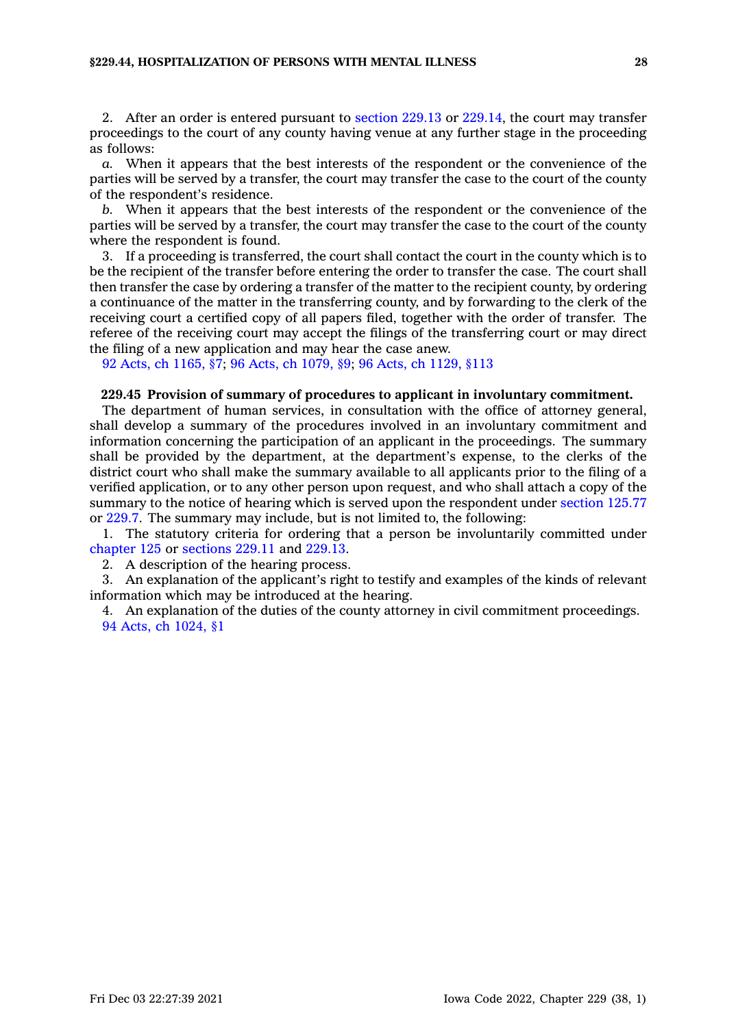2. After an order is entered pursuant to section 229.13 or 229.14, the court may transfer proceedings to the court of any county having venue at any further stage in the proceeding as follows:

*a.* When it appears that the best interests of the respondent or the convenience of the parties will be served by a transfer, the court may transfer the case to the court of the county of the respondent's residence.

*b.* When it appears that the best interests of the respondent or the convenience of the parties will be served by a transfer, the court may transfer the case to the court of the county where the respondent is found.

3. If a proceeding is transferred, the court shall contact the court in the county which is to be the recipient of the transfer before entering the order to transfer the case. The court shall then transfer the case by ordering a transfer of the matter to the recipient county, by ordering a continuance of the matter in the transferring county, and by forwarding to the clerk of the receiving court a certified copy of all papers filed, together with the order of transfer. The referee of the receiving court may accept the filings of the transferring court or may direct the filing of a new application and may hear the case anew.

92 Acts, ch 1165, §7; 96 Acts, ch 1079, §9; 96 Acts, ch 1129, §113

**229.45 Provision of summary of procedures to applicant in involuntary commitment.**

The department of human services, in consultation with the office of attorney general, shall develop a summary of the procedures involved in an involuntary commitment and information concerning the participation of an applicant in the proceedings. The summary shall be provided by the department, at the department's expense, to the clerks of the district court who shall make the summary available to all applicants prior to the filing of a verified application, or to any other person upon request, and who shall attach a copy of the summary to the notice of hearing which is served upon the respondent under section 125.77 or 229.7. The summary may include, but is not limited to, the following:

1. The statutory criteria for ordering that a person be involuntarily committed under chapter 125 or sections 229.11 and 229.13.

2. A description of the hearing process.

3. An explanation of the applicant's right to testify and examples of the kinds of relevant information which may be introduced at the hearing.

4. An explanation of the duties of the county attorney in civil commitment proceedings.

94 Acts, ch 1024, §1